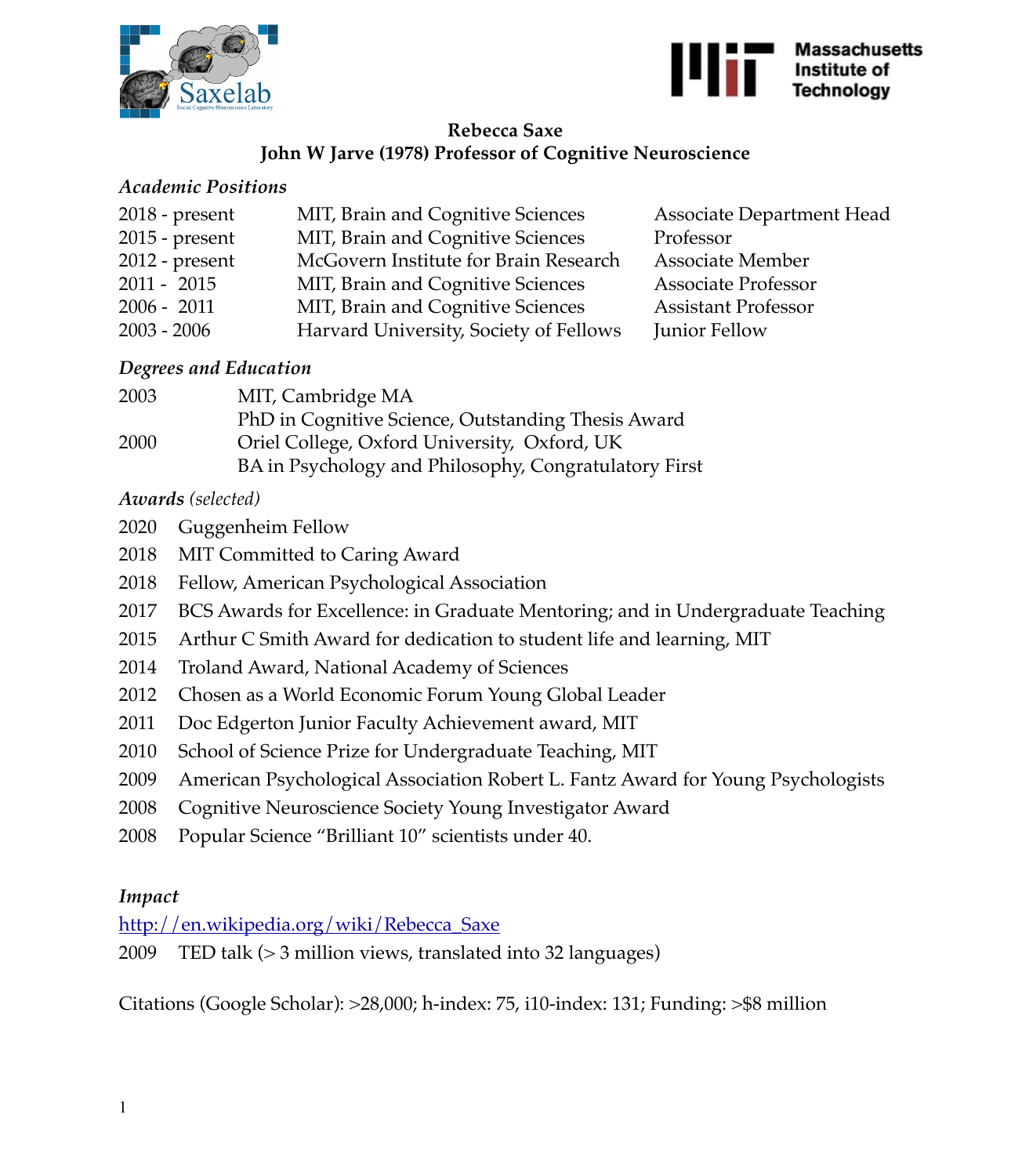# Rebecca Saxe

## John W Jarve (1978) Professor of Cognitive Neuroscience

### *Academic Positions*

| | | |
|---|---|---|
| 2018 - present | MIT, Brain and Cognitive Sciences | Associate Department Head |
| 2015 - present | MIT, Brain and Cognitive Sciences | Professor |
| 2012 - present | McGovern Institute for Brain Research | Associate Member |
| 2011 - 2015 | MIT, Brain and Cognitive Sciences | Associate Professor |
| 2006 - 2011 | MIT, Brain and Cognitive Sciences | Assistant Professor |
| 2003 - 2006 | Harvard University, Society of Fellows | Junior Fellow |

### *Degrees and Education*

2003 MIT, Cambridge MA
PhD in Cognitive Science, Outstanding Thesis Award

2000 Oriel College, Oxford University, Oxford, UK
BA in Psychology and Philosophy, Congratulatory First

### *Awards (selected)*

2020 Guggenheim Fellow

2018 MIT Committed to Caring Award

2018 Fellow, American Psychological Association

2017 BCS Awards for Excellence: in Graduate Mentoring; and in Undergraduate Teaching

2015 Arthur C Smith Award for dedication to student life and learning, MIT

2014 Troland Award, National Academy of Sciences

2012 Chosen as a World Economic Forum Young Global Leader

2011 Doc Edgerton Junior Faculty Achievement award, MIT

2010 School of Science Prize for Undergraduate Teaching, MIT

2009 American Psychological Association Robert L. Fantz Award for Young Psychologists

2008 Cognitive Neuroscience Society Young Investigator Award

2008 Popular Science "Brilliant 10" scientists under 40.

### *Impact*

http://en.wikipedia.org/wiki/Rebecca_Saxe

2009 TED talk (> 3 million views, translated into 32 languages)

Citations (Google Scholar): >28,000; h-index: 75, i10-index: 131; Funding: >$8 million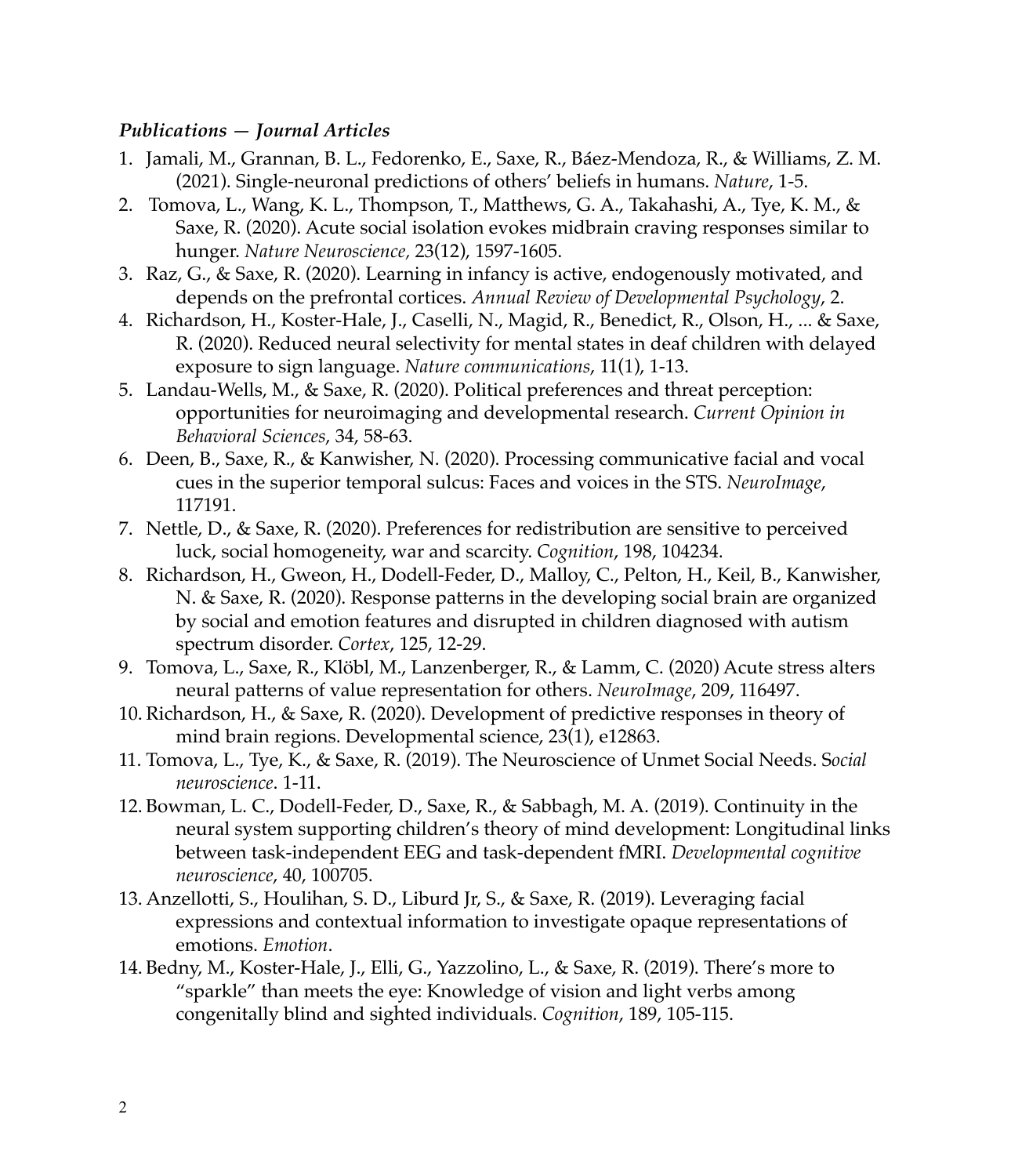***Publications — Journal Articles***

1. Jamali, M., Grannan, B. L., Fedorenko, E., Saxe, R., Báez-Mendoza, R., & Williams, Z. M. (2021). Single-neuronal predictions of others' beliefs in humans. *Nature*, 1-5.
2. Tomova, L., Wang, K. L., Thompson, T., Matthews, G. A., Takahashi, A., Tye, K. M., & Saxe, R. (2020). Acute social isolation evokes midbrain craving responses similar to hunger. *Nature Neuroscience,* 23(12), 1597-1605.
3. Raz, G., & Saxe, R. (2020). Learning in infancy is active, endogenously motivated, and depends on the prefrontal cortices. *Annual Review of Developmental Psychology*, 2.
4. Richardson, H., Koster-Hale, J., Caselli, N., Magid, R., Benedict, R., Olson, H., ... & Saxe, R. (2020). Reduced neural selectivity for mental states in deaf children with delayed exposure to sign language. *Nature communications*, 11(1), 1-13.
5. Landau-Wells, M., & Saxe, R. (2020). Political preferences and threat perception: opportunities for neuroimaging and developmental research. *Current Opinion in Behavioral Sciences*, 34, 58-63.
6. Deen, B., Saxe, R., & Kanwisher, N. (2020). Processing communicative facial and vocal cues in the superior temporal sulcus: Faces and voices in the STS. *NeuroImage*, 117191.
7. Nettle, D., & Saxe, R. (2020). Preferences for redistribution are sensitive to perceived luck, social homogeneity, war and scarcity. *Cognition*, 198, 104234.
8. Richardson, H., Gweon, H., Dodell-Feder, D., Malloy, C., Pelton, H., Keil, B., Kanwisher, N. & Saxe, R. (2020). Response patterns in the developing social brain are organized by social and emotion features and disrupted in children diagnosed with autism spectrum disorder. *Cortex*, 125, 12-29.
9. Tomova, L., Saxe, R., Klöbl, M., Lanzenberger, R., & Lamm, C. (2020) Acute stress alters neural patterns of value representation for others. *NeuroImage*, 209, 116497.
10. Richardson, H., & Saxe, R. (2020). Development of predictive responses in theory of mind brain regions. Developmental science, 23(1), e12863.
11. Tomova, L., Tye, K., & Saxe, R. (2019). The Neuroscience of Unmet Social Needs. S*ocial neuroscience*. 1-11.
12. Bowman, L. C., Dodell-Feder, D., Saxe, R., & Sabbagh, M. A. (2019). Continuity in the neural system supporting children's theory of mind development: Longitudinal links between task-independent EEG and task-dependent fMRI. *Developmental cognitive neuroscience*, 40, 100705.
13. Anzellotti, S., Houlihan, S. D., Liburd Jr, S., & Saxe, R. (2019). Leveraging facial expressions and contextual information to investigate opaque representations of emotions. *Emotion*.
14. Bedny, M., Koster-Hale, J., Elli, G., Yazzolino, L., & Saxe, R. (2019). There's more to "sparkle" than meets the eye: Knowledge of vision and light verbs among congenitally blind and sighted individuals. *Cognition*, 189, 105-115.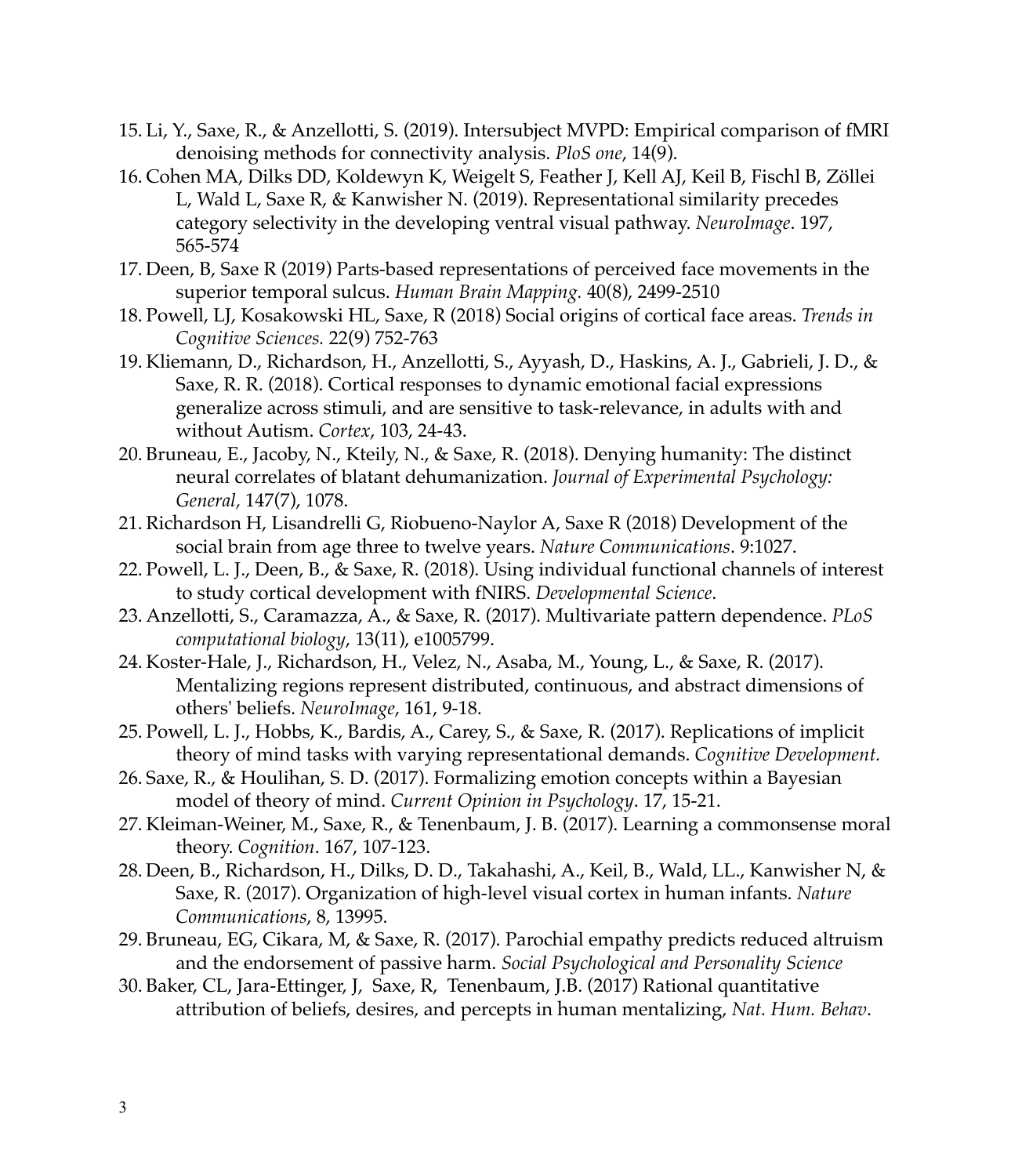15. Li, Y., Saxe, R., & Anzellotti, S. (2019). Intersubject MVPD: Empirical comparison of fMRI denoising methods for connectivity analysis. *PloS one*, 14(9).
16. Cohen MA, Dilks DD, Koldewyn K, Weigelt S, Feather J, Kell AJ, Keil B, Fischl B, Zöllei L, Wald L, Saxe R, & Kanwisher N. (2019). Representational similarity precedes category selectivity in the developing ventral visual pathway. *NeuroImage*. 197, 565-574
17. Deen, B, Saxe R (2019) Parts-based representations of perceived face movements in the superior temporal sulcus. *Human Brain Mapping.* 40(8), 2499-2510
18. Powell, LJ, Kosakowski HL, Saxe, R (2018) Social origins of cortical face areas. *Trends in Cognitive Sciences.* 22(9) 752-763
19. Kliemann, D., Richardson, H., Anzellotti, S., Ayyash, D., Haskins, A. J., Gabrieli, J. D., & Saxe, R. R. (2018). Cortical responses to dynamic emotional facial expressions generalize across stimuli, and are sensitive to task-relevance, in adults with and without Autism. *Cortex*, 103, 24-43.
20. Bruneau, E., Jacoby, N., Kteily, N., & Saxe, R. (2018). Denying humanity: The distinct neural correlates of blatant dehumanization. *Journal of Experimental Psychology: General,* 147(7), 1078.
21. Richardson H, Lisandrelli G, Riobueno-Naylor A, Saxe R (2018) Development of the social brain from age three to twelve years. *Nature Communications*. 9:1027.
22. Powell, L. J., Deen, B., & Saxe, R. (2018). Using individual functional channels of interest to study cortical development with fNIRS. *Developmental Science*.
23. Anzellotti, S., Caramazza, A., & Saxe, R. (2017). Multivariate pattern dependence. *PLoS computational biology*, 13(11), e1005799.
24. Koster-Hale, J., Richardson, H., Velez, N., Asaba, M., Young, L., & Saxe, R. (2017). Mentalizing regions represent distributed, continuous, and abstract dimensions of others' beliefs. *NeuroImage*, 161, 9-18.
25. Powell, L. J., Hobbs, K., Bardis, A., Carey, S., & Saxe, R. (2017). Replications of implicit theory of mind tasks with varying representational demands. *Cognitive Development.*
26. Saxe, R., & Houlihan, S. D. (2017). Formalizing emotion concepts within a Bayesian model of theory of mind. *Current Opinion in Psychology*. 17, 15-21.
27. Kleiman-Weiner, M., Saxe, R., & Tenenbaum, J. B. (2017). Learning a commonsense moral theory. *Cognition*. 167, 107-123.
28. Deen, B., Richardson, H., Dilks, D. D., Takahashi, A., Keil, B., Wald, LL., Kanwisher N, & Saxe, R. (2017). Organization of high-level visual cortex in human infants. *Nature Communications*, 8, 13995.
29. Bruneau, EG, Cikara, M, & Saxe, R. (2017). Parochial empathy predicts reduced altruism and the endorsement of passive harm. *Social Psychological and Personality Science*
30. Baker, CL, Jara-Ettinger, J, Saxe, R, Tenenbaum, J.B. (2017) Rational quantitative attribution of beliefs, desires, and percepts in human mentalizing, *Nat. Hum. Behav*.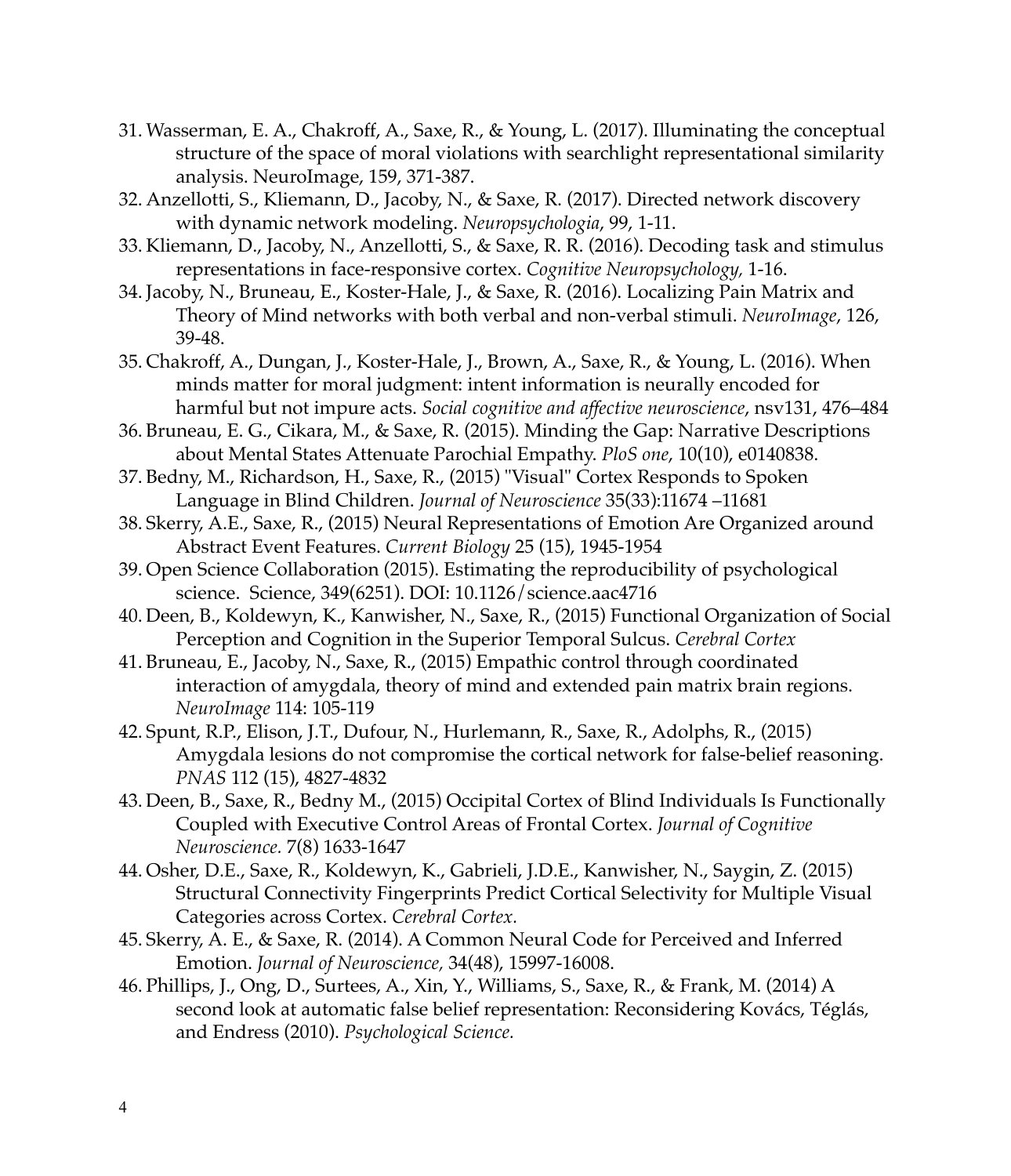31. Wasserman, E. A., Chakroff, A., Saxe, R., & Young, L. (2017). Illuminating the conceptual structure of the space of moral violations with searchlight representational similarity analysis. NeuroImage, 159, 371-387.
32. Anzellotti, S., Kliemann, D., Jacoby, N., & Saxe, R. (2017). Directed network discovery with dynamic network modeling. *Neuropsychologia*, 99, 1-11.
33. Kliemann, D., Jacoby, N., Anzellotti, S., & Saxe, R. R. (2016). Decoding task and stimulus representations in face-responsive cortex. *Cognitive Neuropsychology,* 1-16.
34. Jacoby, N., Bruneau, E., Koster-Hale, J., & Saxe, R. (2016). Localizing Pain Matrix and Theory of Mind networks with both verbal and non-verbal stimuli. *NeuroImage*, 126, 39-48.
35. Chakroff, A., Dungan, J., Koster-Hale, J., Brown, A., Saxe, R., & Young, L. (2016). When minds matter for moral judgment: intent information is neurally encoded for harmful but not impure acts. *Social cognitive and affective neuroscience*, nsv131, 476–484
36. Bruneau, E. G., Cikara, M., & Saxe, R. (2015). Minding the Gap: Narrative Descriptions about Mental States Attenuate Parochial Empathy. *PloS one*, 10(10), e0140838.
37. Bedny, M., Richardson, H., Saxe, R., (2015) "Visual" Cortex Responds to Spoken Language in Blind Children. *Journal of Neuroscience* 35(33):11674 –11681
38. Skerry, A.E., Saxe, R., (2015) Neural Representations of Emotion Are Organized around Abstract Event Features. *Current Biology* 25 (15), 1945-1954
39. Open Science Collaboration (2015). Estimating the reproducibility of psychological science. Science, 349(6251). DOI: 10.1126/science.aac4716
40. Deen, B., Koldewyn, K., Kanwisher, N., Saxe, R., (2015) Functional Organization of Social Perception and Cognition in the Superior Temporal Sulcus. *Cerebral Cortex*
41. Bruneau, E., Jacoby, N., Saxe, R., (2015) Empathic control through coordinated interaction of amygdala, theory of mind and extended pain matrix brain regions. *NeuroImage* 114: 105-119
42. Spunt, R.P., Elison, J.T., Dufour, N., Hurlemann, R., Saxe, R., Adolphs, R., (2015) Amygdala lesions do not compromise the cortical network for false-belief reasoning. *PNAS* 112 (15), 4827-4832
43. Deen, B., Saxe, R., Bedny M., (2015) Occipital Cortex of Blind Individuals Is Functionally Coupled with Executive Control Areas of Frontal Cortex. *Journal of Cognitive Neuroscience.* 7(8) 1633-1647
44. Osher, D.E., Saxe, R., Koldewyn, K., Gabrieli, J.D.E., Kanwisher, N., Saygin, Z. (2015) Structural Connectivity Fingerprints Predict Cortical Selectivity for Multiple Visual Categories across Cortex. *Cerebral Cortex.*
45. Skerry, A. E., & Saxe, R. (2014). A Common Neural Code for Perceived and Inferred Emotion. *Journal of Neuroscience,* 34(48), 15997-16008.
46. Phillips, J., Ong, D., Surtees, A., Xin, Y., Williams, S., Saxe, R., & Frank, M. (2014) A second look at automatic false belief representation: Reconsidering Kovács, Téglás, and Endress (2010). *Psychological Science.*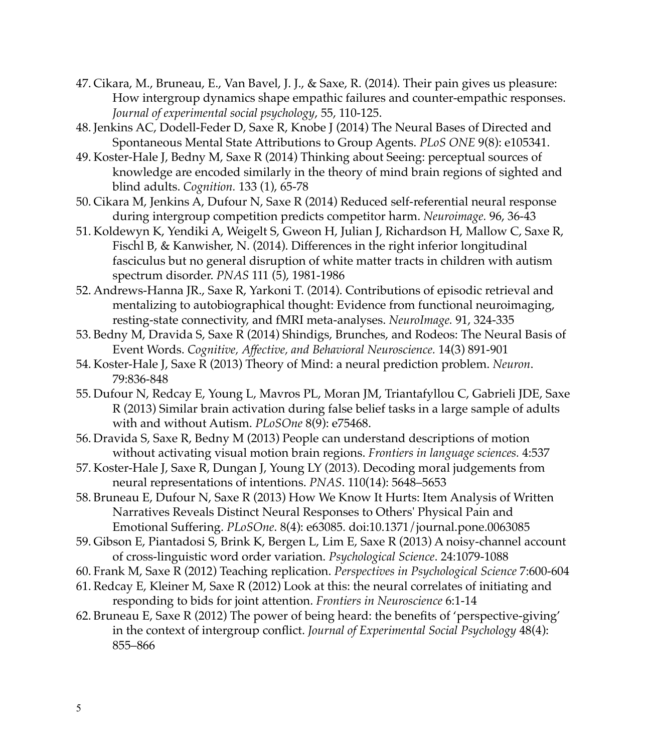47. Cikara, M., Bruneau, E., Van Bavel, J. J., & Saxe, R. (2014). Their pain gives us pleasure: How intergroup dynamics shape empathic failures and counter-empathic responses. *Journal of experimental social psychology*, 55, 110-125.
48. Jenkins AC, Dodell-Feder D, Saxe R, Knobe J (2014) The Neural Bases of Directed and Spontaneous Mental State Attributions to Group Agents. *PLoS ONE* 9(8): e105341.
49. Koster-Hale J, Bedny M, Saxe R (2014) Thinking about Seeing: perceptual sources of knowledge are encoded similarly in the theory of mind brain regions of sighted and blind adults. *Cognition.* 133 (1), 65-78
50. Cikara M, Jenkins A, Dufour N, Saxe R (2014) Reduced self-referential neural response during intergroup competition predicts competitor harm. *Neuroimage.* 96, 36-43
51. Koldewyn K, Yendiki A, Weigelt S, Gweon H, Julian J, Richardson H, Mallow C, Saxe R, Fischl B, & Kanwisher, N. (2014). Differences in the right inferior longitudinal fasciculus but no general disruption of white matter tracts in children with autism spectrum disorder. *PNAS* 111 (5), 1981-1986
52. Andrews-Hanna JR., Saxe R, Yarkoni T. (2014). Contributions of episodic retrieval and mentalizing to autobiographical thought: Evidence from functional neuroimaging, resting-state connectivity, and fMRI meta-analyses. *NeuroImage.* 91, 324-335
53. Bedny M, Dravida S, Saxe R (2014) Shindigs, Brunches, and Rodeos: The Neural Basis of Event Words. *Cognitive, Affective, and Behavioral Neuroscience.* 14(3) 891-901
54. Koster-Hale J, Saxe R (2013) Theory of Mind: a neural prediction problem. *Neuron*. 79:836-848
55. Dufour N, Redcay E, Young L, Mavros PL, Moran JM, Triantafyllou C, Gabrieli JDE, Saxe R (2013) Similar brain activation during false belief tasks in a large sample of adults with and without Autism. *PLoSOne* 8(9): e75468.
56. Dravida S, Saxe R, Bedny M (2013) People can understand descriptions of motion without activating visual motion brain regions. *Frontiers in language sciences.* 4:537
57. Koster-Hale J, Saxe R, Dungan J, Young LY (2013). Decoding moral judgements from neural representations of intentions. *PNAS*. 110(14): 5648–5653
58. Bruneau E, Dufour N, Saxe R (2013) How We Know It Hurts: Item Analysis of Written Narratives Reveals Distinct Neural Responses to Others' Physical Pain and Emotional Suffering. *PLoSOne*. 8(4): e63085. doi:10.1371/journal.pone.0063085
59. Gibson E, Piantadosi S, Brink K, Bergen L, Lim E, Saxe R (2013) A noisy-channel account of cross-linguistic word order variation. *Psychological Science*. 24:1079-1088
60. Frank M, Saxe R (2012) Teaching replication. *Perspectives in Psychological Science* 7:600-604
61. Redcay E, Kleiner M, Saxe R (2012) Look at this: the neural correlates of initiating and responding to bids for joint attention. *Frontiers in Neuroscience* 6:1-14
62. Bruneau E, Saxe R (2012) The power of being heard: the benefits of 'perspective-giving' in the context of intergroup conflict. *Journal of Experimental Social Psychology* 48(4): 855–866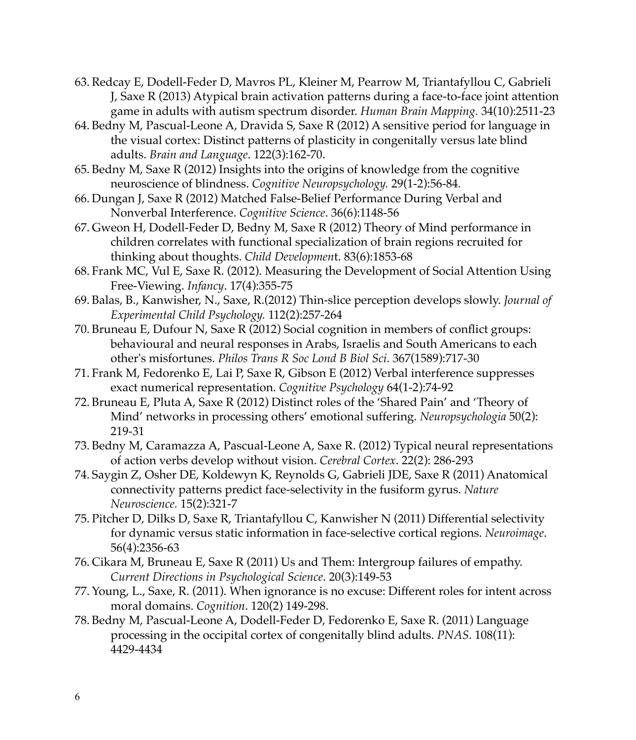63. Redcay E, Dodell-Feder D, Mavros PL, Kleiner M, Pearrow M, Triantafyllou C, Gabrieli J, Saxe R (2013) Atypical brain activation patterns during a face-to-face joint attention game in adults with autism spectrum disorder. *Human Brain Mapping.* 34(10):2511-23
64. Bedny M, Pascual-Leone A, Dravida S, Saxe R (2012) A sensitive period for language in the visual cortex: Distinct patterns of plasticity in congenitally versus late blind adults. *Brain and Language*. 122(3):162-70.
65. Bedny M, Saxe R (2012) Insights into the origins of knowledge from the cognitive neuroscience of blindness. *Cognitive Neuropsychology.* 29(1-2):56-84.
66. Dungan J, Saxe R (2012) Matched False-Belief Performance During Verbal and Nonverbal Interference. *Cognitive Science*. 36(6):1148-56
67. Gweon H, Dodell-Feder D, Bedny M, Saxe R (2012) Theory of Mind performance in children correlates with functional specialization of brain regions recruited for thinking about thoughts. *Child Development*. 83(6):1853-68
68. Frank MC, Vul E, Saxe R. (2012). Measuring the Development of Social Attention Using Free-Viewing. *Infancy*. 17(4):355-75
69. Balas, B., Kanwisher, N., Saxe, R.(2012) Thin-slice perception develops slowly. *Journal of Experimental Child Psychology.* 112(2):257-264
70. Bruneau E, Dufour N, Saxe R (2012) Social cognition in members of conflict groups: behavioural and neural responses in Arabs, Israelis and South Americans to each other's misfortunes. *Philos Trans R Soc Lond B Biol Sci*. 367(1589):717-30
71. Frank M, Fedorenko E, Lai P, Saxe R, Gibson E (2012) Verbal interference suppresses exact numerical representation. *Cognitive Psychology* 64(1-2):74-92
72. Bruneau E, Pluta A, Saxe R (2012) Distinct roles of the 'Shared Pain' and 'Theory of Mind' networks in processing others' emotional suffering. *Neuropsychologia* 50(2): 219-31
73. Bedny M, Caramazza A, Pascual-Leone A, Saxe R. (2012) Typical neural representations of action verbs develop without vision. *Cerebral Cortex*. 22(2): 286-293
74. Saygin Z, Osher DE, Koldewyn K, Reynolds G, Gabrieli JDE, Saxe R (2011) Anatomical connectivity patterns predict face-selectivity in the fusiform gyrus. *Nature Neuroscience.* 15(2):321-7
75. Pitcher D, Dilks D, Saxe R, Triantafyllou C, Kanwisher N (2011) Differential selectivity for dynamic versus static information in face-selective cortical regions. *Neuroimage*. 56(4):2356-63
76. Cikara M, Bruneau E, Saxe R (2011) Us and Them: Intergroup failures of empathy. *Current Directions in Psychological Science*. 20(3):149-53
77. Young, L., Saxe, R. (2011). When ignorance is no excuse: Different roles for intent across moral domains. *Cognition*. 120(2) 149-298.
78. Bedny M, Pascual-Leone A, Dodell-Feder D, Fedorenko E, Saxe R. (2011) Language processing in the occipital cortex of congenitally blind adults. *PNAS*. 108(11): 4429-4434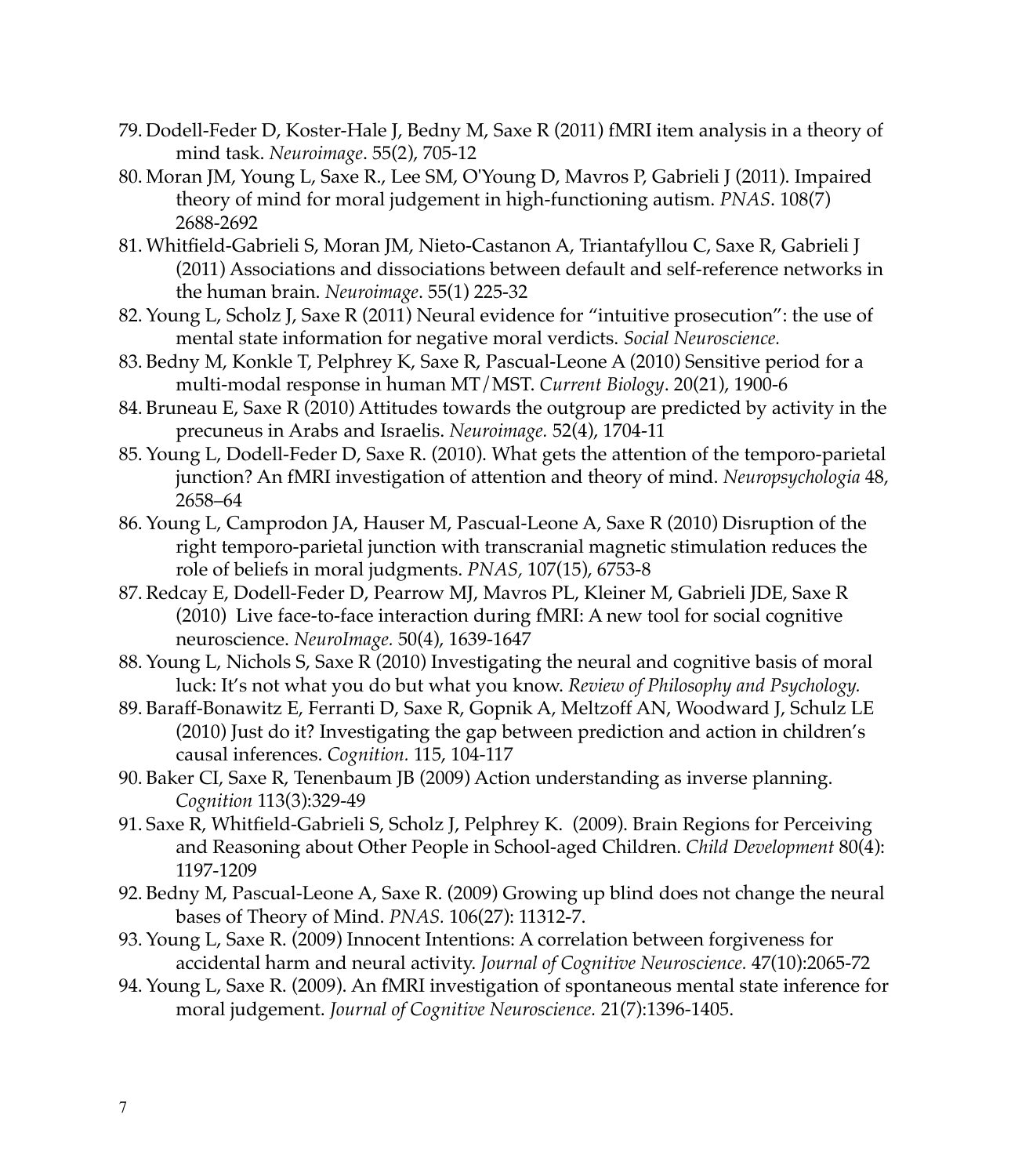79. Dodell-Feder D, Koster-Hale J, Bedny M, Saxe R (2011) fMRI item analysis in a theory of mind task. *Neuroimage*. 55(2), 705-12
80. Moran JM, Young L, Saxe R., Lee SM, O'Young D, Mavros P, Gabrieli J (2011). Impaired theory of mind for moral judgement in high-functioning autism. *PNAS*. 108(7) 2688-2692
81. Whitfield-Gabrieli S, Moran JM, Nieto-Castanon A, Triantafyllou C, Saxe R, Gabrieli J (2011) Associations and dissociations between default and self-reference networks in the human brain. *Neuroimage*. 55(1) 225-32
82. Young L, Scholz J, Saxe R (2011) Neural evidence for "intuitive prosecution": the use of mental state information for negative moral verdicts. *Social Neuroscience.*
83. Bedny M, Konkle T, Pelphrey K, Saxe R, Pascual-Leone A (2010) Sensitive period for a multi-modal response in human MT/MST. *Current Biology*. 20(21), 1900-6
84. Bruneau E, Saxe R (2010) Attitudes towards the outgroup are predicted by activity in the precuneus in Arabs and Israelis. *Neuroimage.* 52(4), 1704-11
85. Young L, Dodell-Feder D, Saxe R. (2010). What gets the attention of the temporo-parietal junction? An fMRI investigation of attention and theory of mind. *Neuropsychologia* 48, 2658–64
86. Young L, Camprodon JA, Hauser M, Pascual-Leone A, Saxe R (2010) Disruption of the right temporo-parietal junction with transcranial magnetic stimulation reduces the role of beliefs in moral judgments. *PNAS,* 107(15), 6753-8
87. Redcay E, Dodell-Feder D, Pearrow MJ, Mavros PL, Kleiner M, Gabrieli JDE, Saxe R (2010) Live face-to-face interaction during fMRI: A new tool for social cognitive neuroscience. *NeuroImage.* 50(4), 1639-1647
88. Young L, Nichols S, Saxe R (2010) Investigating the neural and cognitive basis of moral luck: It's not what you do but what you know. *Review of Philosophy and Psychology.*
89. Baraff-Bonawitz E, Ferranti D, Saxe R, Gopnik A, Meltzoff AN, Woodward J, Schulz LE (2010) Just do it? Investigating the gap between prediction and action in children's causal inferences. *Cognition.* 115, 104-117
90. Baker CI, Saxe R, Tenenbaum JB (2009) Action understanding as inverse planning. *Cognition* 113(3):329-49
91. Saxe R, Whitfield-Gabrieli S, Scholz J, Pelphrey K. (2009). Brain Regions for Perceiving and Reasoning about Other People in School-aged Children. *Child Development* 80(4): 1197-1209
92. Bedny M, Pascual-Leone A, Saxe R. (2009) Growing up blind does not change the neural bases of Theory of Mind. *PNAS.* 106(27): 11312-7.
93. Young L, Saxe R. (2009) Innocent Intentions: A correlation between forgiveness for accidental harm and neural activity. *Journal of Cognitive Neuroscience.* 47(10):2065-72
94. Young L, Saxe R. (2009). An fMRI investigation of spontaneous mental state inference for moral judgement. *Journal of Cognitive Neuroscience.* 21(7):1396-1405.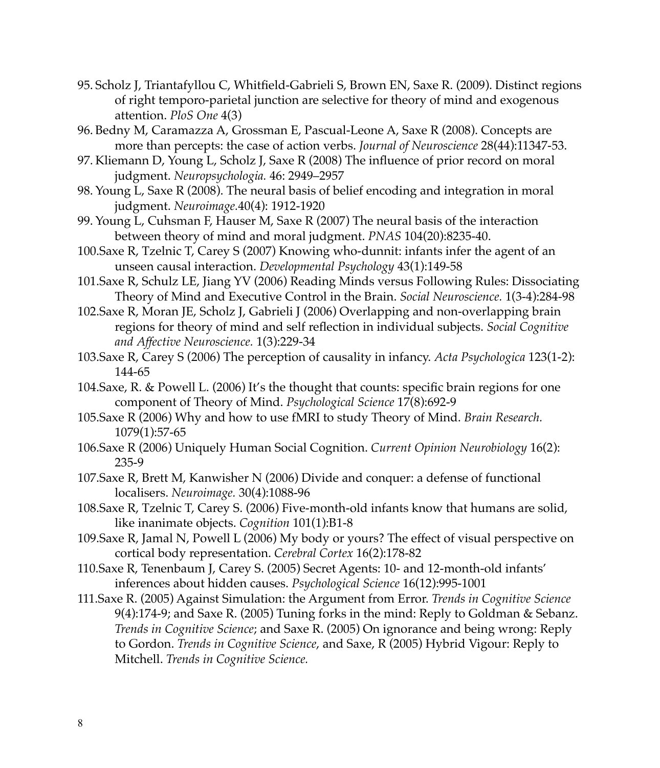95. Scholz J, Triantafyllou C, Whitfield-Gabrieli S, Brown EN, Saxe R. (2009). Distinct regions of right temporo-parietal junction are selective for theory of mind and exogenous attention. *PloS One* 4(3)
96. Bedny M, Caramazza A, Grossman E, Pascual-Leone A, Saxe R (2008). Concepts are more than percepts: the case of action verbs. *Journal of Neuroscience* 28(44):11347-53.
97. Kliemann D, Young L, Scholz J, Saxe R (2008) The influence of prior record on moral judgment. *Neuropsychologia.* 46: 2949–2957
98. Young L, Saxe R (2008). The neural basis of belief encoding and integration in moral judgment. *Neuroimage.*40(4): 1912-1920
99. Young L, Cuhsman F, Hauser M, Saxe R (2007) The neural basis of the interaction between theory of mind and moral judgment. *PNAS* 104(20):8235-40.
100. Saxe R, Tzelnic T, Carey S (2007) Knowing who-dunnit: infants infer the agent of an unseen causal interaction. *Developmental Psychology* 43(1):149-58
101. Saxe R, Schulz LE, Jiang YV (2006) Reading Minds versus Following Rules: Dissociating Theory of Mind and Executive Control in the Brain. *Social Neuroscience.* 1(3-4):284-98
102. Saxe R, Moran JE, Scholz J, Gabrieli J (2006) Overlapping and non-overlapping brain regions for theory of mind and self reflection in individual subjects. *Social Cognitive and Affective Neuroscience.* 1(3):229-34
103. Saxe R, Carey S (2006) The perception of causality in infancy. *Acta Psychologica* 123(1-2): 144-65
104. Saxe, R. & Powell L. (2006) It's the thought that counts: specific brain regions for one component of Theory of Mind. *Psychological Science* 17(8):692-9
105. Saxe R (2006) Why and how to use fMRI to study Theory of Mind. *Brain Research.* 1079(1):57-65
106. Saxe R (2006) Uniquely Human Social Cognition. *Current Opinion Neurobiology* 16(2): 235-9
107. Saxe R, Brett M, Kanwisher N (2006) Divide and conquer: a defense of functional localisers. *Neuroimage.* 30(4):1088-96
108. Saxe R, Tzelnic T, Carey S. (2006) Five-month-old infants know that humans are solid, like inanimate objects. *Cognition* 101(1):B1-8
109. Saxe R, Jamal N, Powell L (2006) My body or yours? The effect of visual perspective on cortical body representation. *Cerebral Cortex* 16(2):178-82
110. Saxe R, Tenenbaum J, Carey S. (2005) Secret Agents: 10- and 12-month-old infants' inferences about hidden causes. *Psychological Science* 16(12):995-1001
111. Saxe R. (2005) Against Simulation: the Argument from Error. *Trends in Cognitive Science* 9(4):174-9; and Saxe R. (2005) Tuning forks in the mind: Reply to Goldman & Sebanz. *Trends in Cognitive Science*; and Saxe R. (2005) On ignorance and being wrong: Reply to Gordon. *Trends in Cognitive Science*, and Saxe, R (2005) Hybrid Vigour: Reply to Mitchell. *Trends in Cognitive Science.*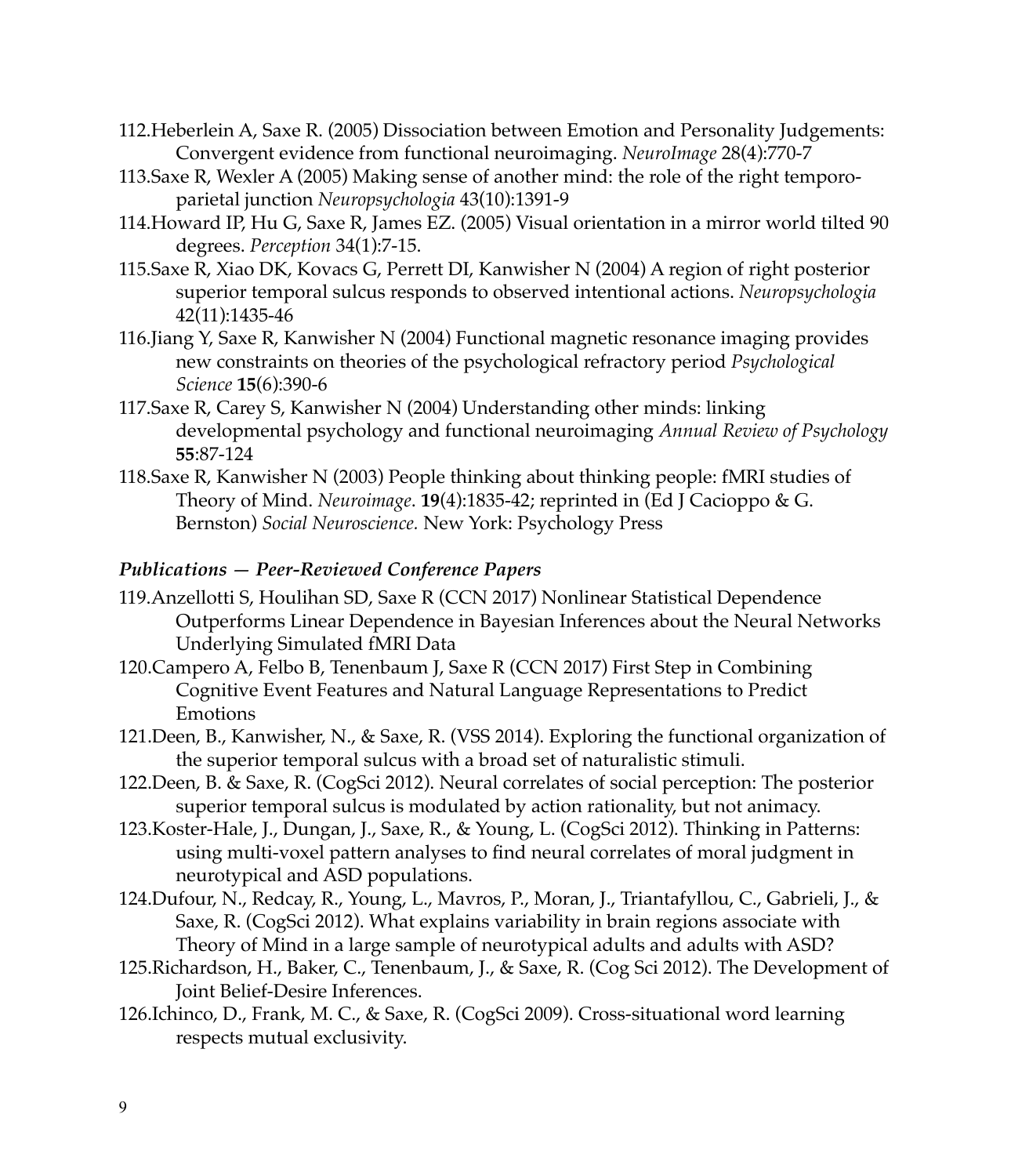112.Heberlein A, Saxe R. (2005) Dissociation between Emotion and Personality Judgements: Convergent evidence from functional neuroimaging. *NeuroImage* 28(4):770-7

113.Saxe R, Wexler A (2005) Making sense of another mind: the role of the right temporo-parietal junction *Neuropsychologia* 43(10):1391-9

114.Howard IP, Hu G, Saxe R, James EZ. (2005) Visual orientation in a mirror world tilted 90 degrees. *Perception* 34(1):7-15.

115.Saxe R, Xiao DK, Kovacs G, Perrett DI, Kanwisher N (2004) A region of right posterior superior temporal sulcus responds to observed intentional actions. *Neuropsychologia* 42(11):1435-46

116.Jiang Y, Saxe R, Kanwisher N (2004) Functional magnetic resonance imaging provides new constraints on theories of the psychological refractory period *Psychological Science* **15**(6):390-6

117.Saxe R, Carey S, Kanwisher N (2004) Understanding other minds: linking developmental psychology and functional neuroimaging *Annual Review of Psychology* **55**:87-124

118.Saxe R, Kanwisher N (2003) People thinking about thinking people: fMRI studies of Theory of Mind. *Neuroimage*. **19**(4):1835-42; reprinted in (Ed J Cacioppo & G. Bernston) *Social Neuroscience.* New York: Psychology Press

### *Publications — Peer-Reviewed Conference Papers*

119.Anzellotti S, Houlihan SD, Saxe R (CCN 2017) Nonlinear Statistical Dependence Outperforms Linear Dependence in Bayesian Inferences about the Neural Networks Underlying Simulated fMRI Data

120.Campero A, Felbo B, Tenenbaum J, Saxe R (CCN 2017) First Step in Combining Cognitive Event Features and Natural Language Representations to Predict Emotions

121.Deen, B., Kanwisher, N., & Saxe, R. (VSS 2014). Exploring the functional organization of the superior temporal sulcus with a broad set of naturalistic stimuli.

122.Deen, B. & Saxe, R. (CogSci 2012). Neural correlates of social perception: The posterior superior temporal sulcus is modulated by action rationality, but not animacy.

123.Koster-Hale, J., Dungan, J., Saxe, R., & Young, L. (CogSci 2012). Thinking in Patterns: using multi-voxel pattern analyses to find neural correlates of moral judgment in neurotypical and ASD populations.

124.Dufour, N., Redcay, R., Young, L., Mavros, P., Moran, J., Triantafyllou, C., Gabrieli, J., & Saxe, R. (CogSci 2012). What explains variability in brain regions associate with Theory of Mind in a large sample of neurotypical adults and adults with ASD?

125.Richardson, H., Baker, C., Tenenbaum, J., & Saxe, R. (Cog Sci 2012). The Development of Joint Belief-Desire Inferences.

126.Ichinco, D., Frank, M. C., & Saxe, R. (CogSci 2009). Cross-situational word learning respects mutual exclusivity.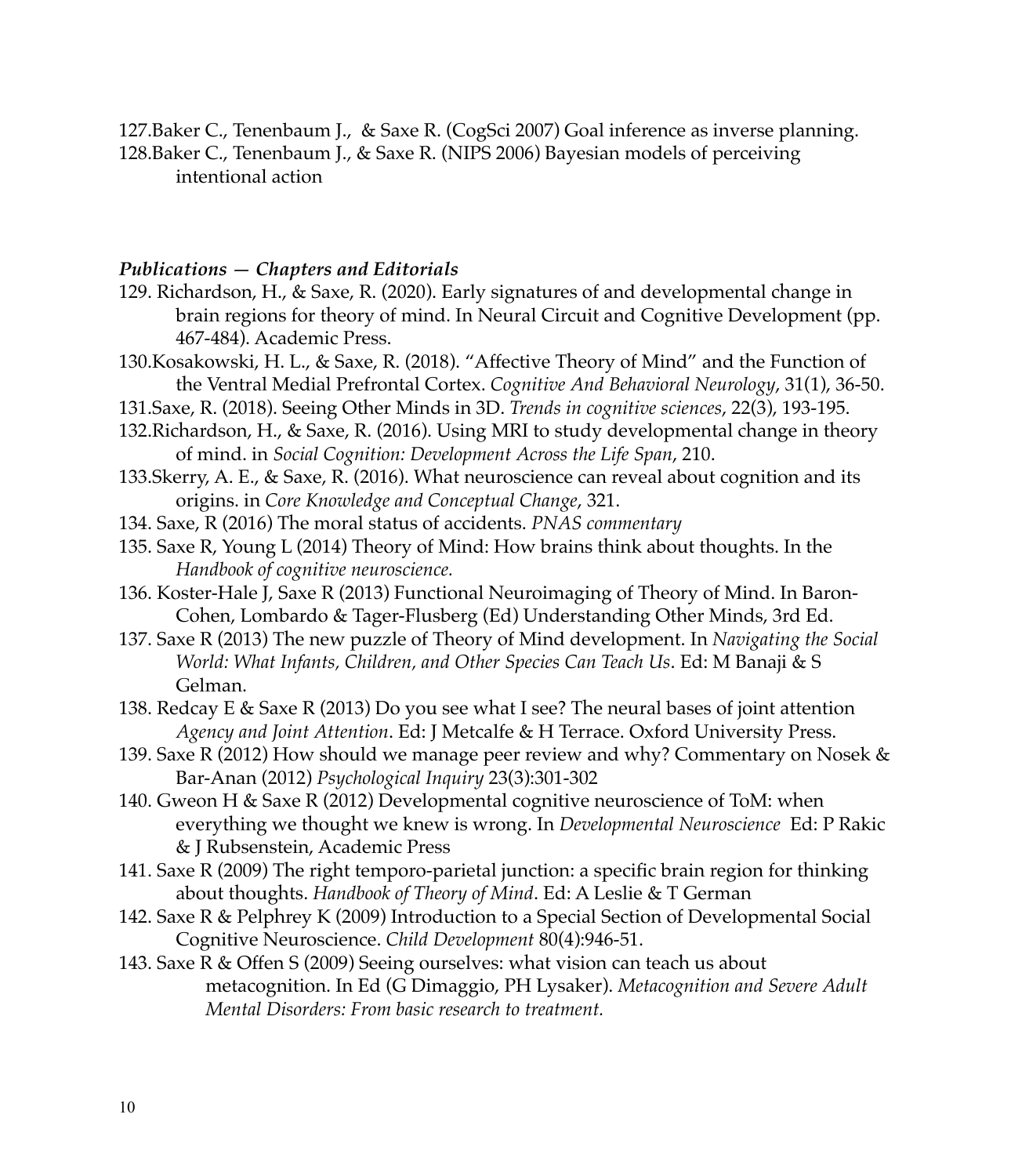127.Baker C., Tenenbaum J., & Saxe R. (CogSci 2007) Goal inference as inverse planning.

128.Baker C., Tenenbaum J., & Saxe R. (NIPS 2006) Bayesian models of perceiving intentional action

### ***Publications — Chapters and Editorials***

129. Richardson, H., & Saxe, R. (2020). Early signatures of and developmental change in brain regions for theory of mind. In Neural Circuit and Cognitive Development (pp. 467-484). Academic Press.

130.Kosakowski, H. L., & Saxe, R. (2018). "Affective Theory of Mind" and the Function of the Ventral Medial Prefrontal Cortex. *Cognitive And Behavioral Neurology*, 31(1), 36-50.

131.Saxe, R. (2018). Seeing Other Minds in 3D. *Trends in cognitive sciences*, 22(3), 193-195.

132.Richardson, H., & Saxe, R. (2016). Using MRI to study developmental change in theory of mind. in *Social Cognition: Development Across the Life Span*, 210.

133.Skerry, A. E., & Saxe, R. (2016). What neuroscience can reveal about cognition and its origins. in *Core Knowledge and Conceptual Change*, 321.

134. Saxe, R (2016) The moral status of accidents. *PNAS commentary*

135. Saxe R, Young L (2014) Theory of Mind: How brains think about thoughts. In the *Handbook of cognitive neuroscience.*

136. Koster-Hale J, Saxe R (2013) Functional Neuroimaging of Theory of Mind. In Baron-Cohen, Lombardo & Tager-Flusberg (Ed) Understanding Other Minds, 3rd Ed.

137. Saxe R (2013) The new puzzle of Theory of Mind development. In *Navigating the Social World: What Infants, Children, and Other Species Can Teach Us*. Ed: M Banaji & S Gelman.

138. Redcay E & Saxe R (2013) Do you see what I see? The neural bases of joint attention *Agency and Joint Attention*. Ed: J Metcalfe & H Terrace. Oxford University Press.

139. Saxe R (2012) How should we manage peer review and why? Commentary on Nosek & Bar-Anan (2012) *Psychological Inquiry* 23(3):301-302

140. Gweon H & Saxe R (2012) Developmental cognitive neuroscience of ToM: when everything we thought we knew is wrong. In *Developmental Neuroscience* Ed: P Rakic & J Rubsenstein, Academic Press

141. Saxe R (2009) The right temporo-parietal junction: a specific brain region for thinking about thoughts. *Handbook of Theory of Mind*. Ed: A Leslie & T German

142. Saxe R & Pelphrey K (2009) Introduction to a Special Section of Developmental Social Cognitive Neuroscience. *Child Development* 80(4):946-51.

143. Saxe R & Offen S (2009) Seeing ourselves: what vision can teach us about metacognition. In Ed (G Dimaggio, PH Lysaker). *Metacognition and Severe Adult Mental Disorders: From basic research to treatment.*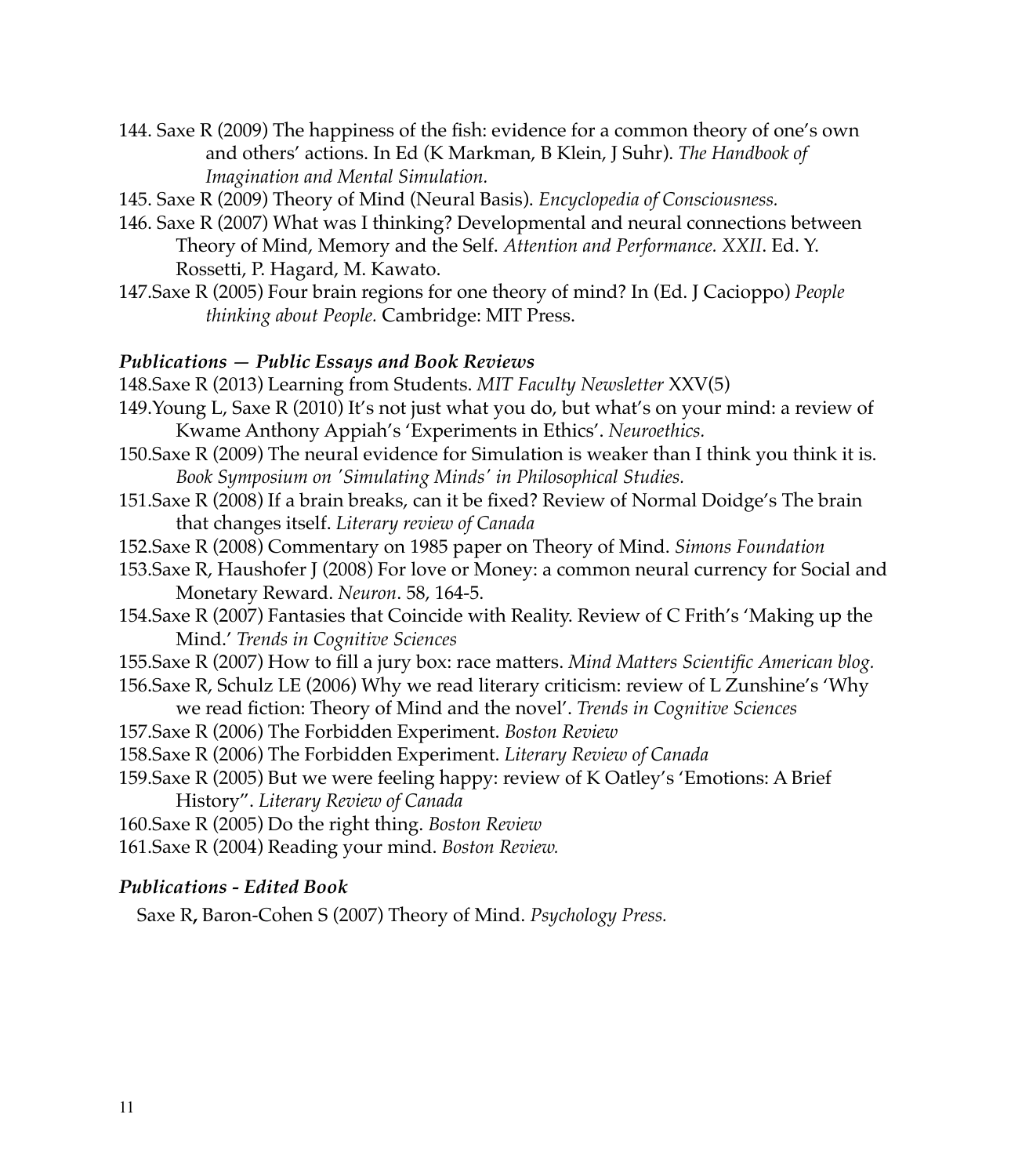144. Saxe R (2009) The happiness of the fish: evidence for a common theory of one's own and others' actions. In Ed (K Markman, B Klein, J Suhr). *The Handbook of Imagination and Mental Simulation.*
145. Saxe R (2009) Theory of Mind (Neural Basis). *Encyclopedia of Consciousness.*
146. Saxe R (2007) What was I thinking? Developmental and neural connections between Theory of Mind, Memory and the Self. *Attention and Performance. XXII*. Ed. Y. Rossetti, P. Hagard, M. Kawato.
147. Saxe R (2005) Four brain regions for one theory of mind? In (Ed. J Cacioppo) *People thinking about People.* Cambridge: MIT Press.

### *Publications — Public Essays and Book Reviews*

148. Saxe R (2013) Learning from Students. *MIT Faculty Newsletter* XXV(5)
149. Young L, Saxe R (2010) It's not just what you do, but what's on your mind: a review of Kwame Anthony Appiah's 'Experiments in Ethics'. *Neuroethics.*
150. Saxe R (2009) The neural evidence for Simulation is weaker than I think you think it is. *Book Symposium on 'Simulating Minds' in Philosophical Studies.*
151. Saxe R (2008) If a brain breaks, can it be fixed? Review of Normal Doidge's The brain that changes itself. *Literary review of Canada*
152. Saxe R (2008) Commentary on 1985 paper on Theory of Mind. *Simons Foundation*
153. Saxe R, Haushofer J (2008) For love or Money: a common neural currency for Social and Monetary Reward. *Neuron*. 58, 164-5.
154. Saxe R (2007) Fantasies that Coincide with Reality. Review of C Frith's 'Making up the Mind.' *Trends in Cognitive Sciences*
155. Saxe R (2007) How to fill a jury box: race matters. *Mind Matters Scientific American blog.*
156. Saxe R, Schulz LE (2006) Why we read literary criticism: review of L Zunshine's 'Why we read fiction: Theory of Mind and the novel'. *Trends in Cognitive Sciences*
157. Saxe R (2006) The Forbidden Experiment. *Boston Review*
158. Saxe R (2006) The Forbidden Experiment. *Literary Review of Canada*
159. Saxe R (2005) But we were feeling happy: review of K Oatley's 'Emotions: A Brief History". *Literary Review of Canada*
160. Saxe R (2005) Do the right thing. *Boston Review*
161. Saxe R (2004) Reading your mind. *Boston Review.*

### *Publications - Edited Book*

Saxe R**,** Baron-Cohen S (2007) Theory of Mind. *Psychology Press.*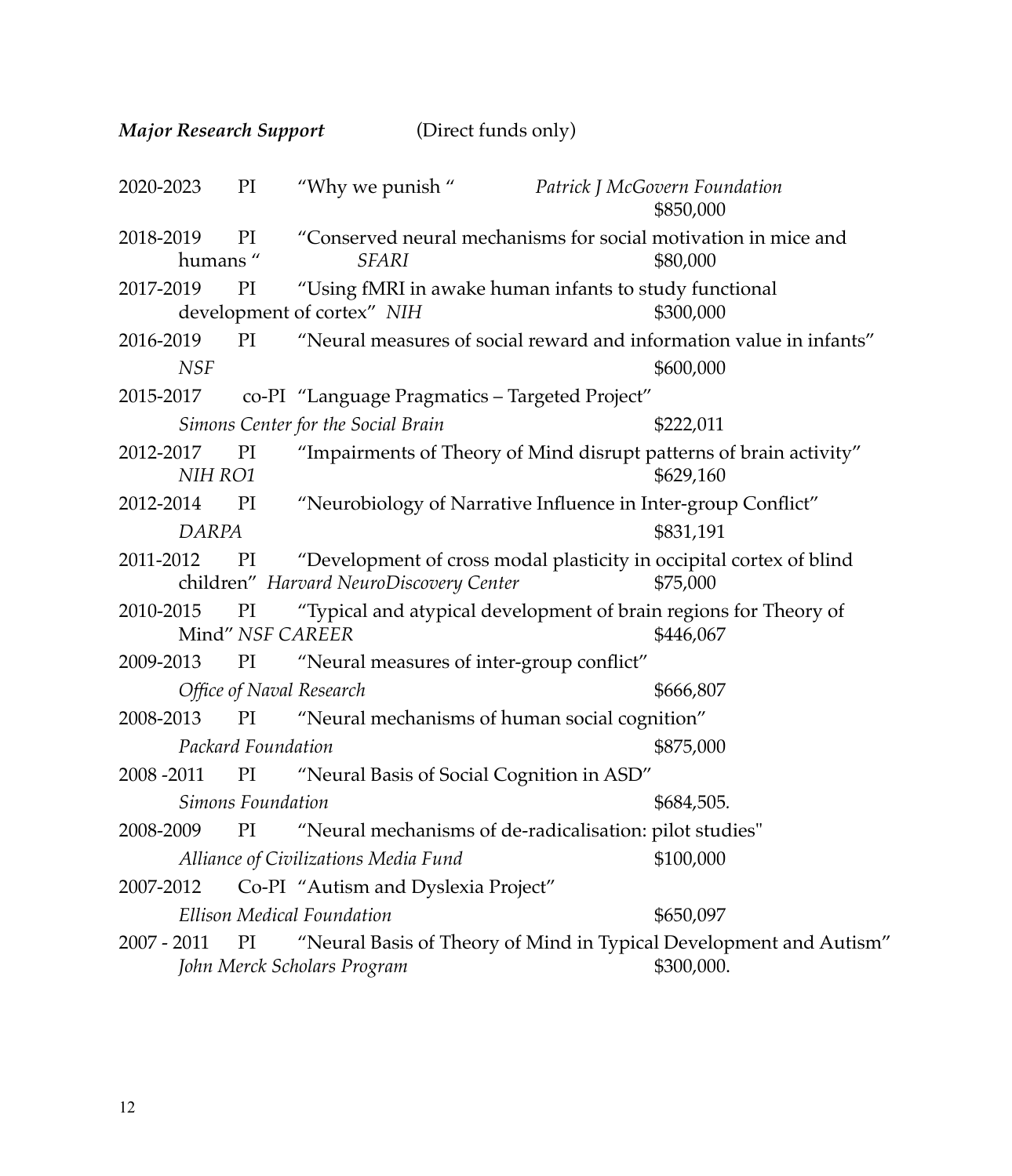***Major Research Support*** (Direct funds only)

2020-2023 PI "Why we punish " *Patrick J McGovern Foundation* $850,000

2018-2019 PI "Conserved neural mechanisms for social motivation in mice and humans " *SFARI* $80,000

2017-2019 PI "Using fMRI in awake human infants to study functional development of cortex" *NIH* $300,000

2016-2019 PI "Neural measures of social reward and information value in infants" *NSF* $600,000

2015-2017 co-PI "Language Pragmatics – Targeted Project" *Simons Center for the Social Brain* $222,011

2012-2017 PI "Impairments of Theory of Mind disrupt patterns of brain activity" *NIH RO1* $629,160

2012-2014 PI "Neurobiology of Narrative Influence in Inter-group Conflict" *DARPA* $831,191

2011-2012 PI "Development of cross modal plasticity in occipital cortex of blind children" *Harvard NeuroDiscovery Center* $75,000

2010-2015 PI "Typical and atypical development of brain regions for Theory of Mind" *NSF CAREER* $446,067

2009-2013 PI "Neural measures of inter-group conflict" *Office of Naval Research* $666,807

2008-2013 PI "Neural mechanisms of human social cognition" *Packard Foundation* $875,000

2008 -2011 PI "Neural Basis of Social Cognition in ASD" *Simons Foundation* $684,505.

2008-2009 PI "Neural mechanisms of de-radicalisation: pilot studies" *Alliance of Civilizations Media Fund* $100,000

2007-2012 Co-PI "Autism and Dyslexia Project" *Ellison Medical Foundation* $650,097

2007 - 2011 PI "Neural Basis of Theory of Mind in Typical Development and Autism" *John Merck Scholars Program* $300,000.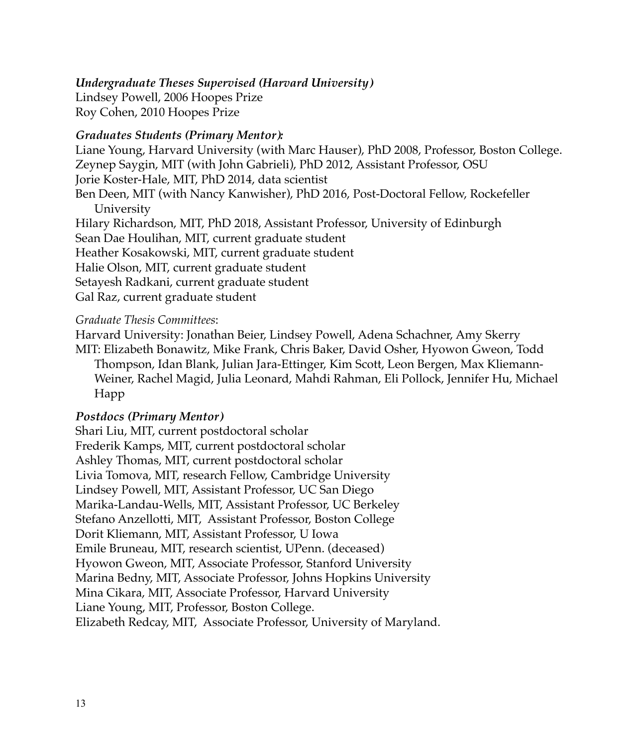***Undergraduate Theses Supervised (Harvard University)***

Lindsey Powell, 2006 Hoopes Prize
Roy Cohen, 2010 Hoopes Prize

***Graduates Students (Primary Mentor):***

Liane Young, Harvard University (with Marc Hauser), PhD 2008, Professor, Boston College.
Zeynep Saygin, MIT (with John Gabrieli), PhD 2012, Assistant Professor, OSU
Jorie Koster-Hale, MIT, PhD 2014, data scientist
Ben Deen, MIT (with Nancy Kanwisher), PhD 2016, Post-Doctoral Fellow, Rockefeller University
Hilary Richardson, MIT, PhD 2018, Assistant Professor, University of Edinburgh
Sean Dae Houlihan, MIT, current graduate student
Heather Kosakowski, MIT, current graduate student
Halie Olson, MIT, current graduate student
Setayesh Radkani, current graduate student
Gal Raz, current graduate student

*Graduate Thesis Committees*:

Harvard University: Jonathan Beier, Lindsey Powell, Adena Schachner, Amy Skerry
MIT: Elizabeth Bonawitz, Mike Frank, Chris Baker, David Osher, Hyowon Gweon, Todd Thompson, Idan Blank, Julian Jara-Ettinger, Kim Scott, Leon Bergen, Max Kliemann-Weiner, Rachel Magid, Julia Leonard, Mahdi Rahman, Eli Pollock, Jennifer Hu, Michael Happ

***Postdocs (Primary Mentor)***

Shari Liu, MIT, current postdoctoral scholar
Frederik Kamps, MIT, current postdoctoral scholar
Ashley Thomas, MIT, current postdoctoral scholar
Livia Tomova, MIT, research Fellow, Cambridge University
Lindsey Powell, MIT, Assistant Professor, UC San Diego
Marika-Landau-Wells, MIT, Assistant Professor, UC Berkeley
Stefano Anzellotti, MIT, Assistant Professor, Boston College
Dorit Kliemann, MIT, Assistant Professor, U Iowa
Emile Bruneau, MIT, research scientist, UPenn. (deceased)
Hyowon Gweon, MIT, Associate Professor, Stanford University
Marina Bedny, MIT, Associate Professor, Johns Hopkins University
Mina Cikara, MIT, Associate Professor, Harvard University
Liane Young, MIT, Professor, Boston College.
Elizabeth Redcay, MIT, Associate Professor, University of Maryland.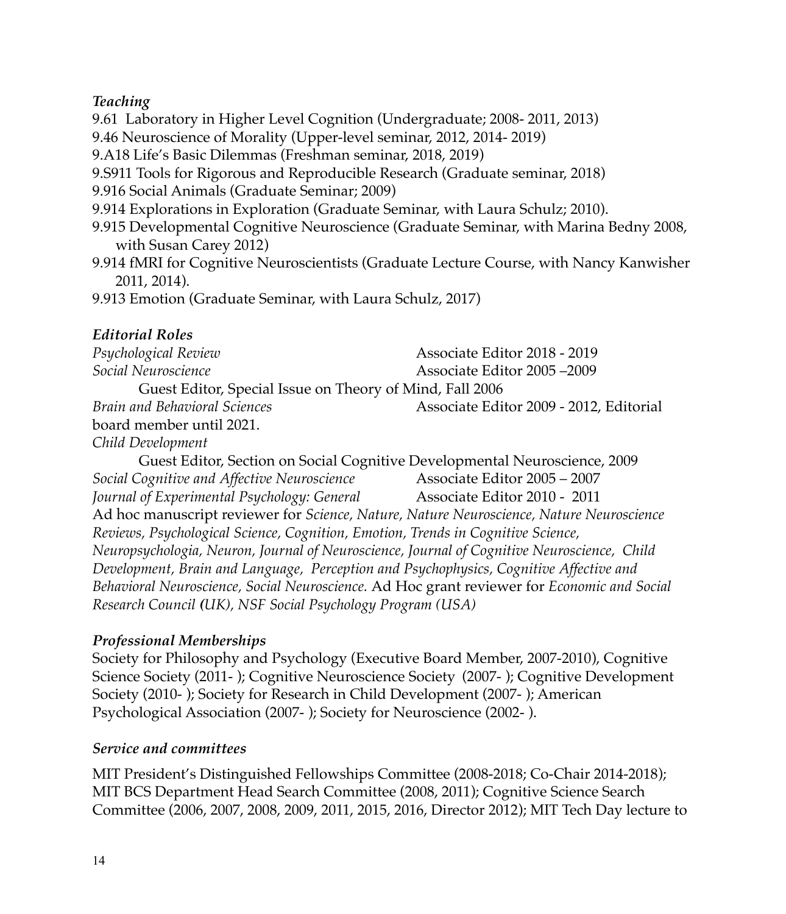### *Teaching*

9.61 Laboratory in Higher Level Cognition (Undergraduate; 2008- 2011, 2013)
9.46 Neuroscience of Morality (Upper-level seminar, 2012, 2014- 2019)
9.A18 Life's Basic Dilemmas (Freshman seminar, 2018, 2019)
9.S911 Tools for Rigorous and Reproducible Research (Graduate seminar, 2018)
9.916 Social Animals (Graduate Seminar; 2009)
9.914 Explorations in Exploration (Graduate Seminar, with Laura Schulz; 2010).
9.915 Developmental Cognitive Neuroscience (Graduate Seminar, with Marina Bedny 2008, with Susan Carey 2012)
9.914 fMRI for Cognitive Neuroscientists (Graduate Lecture Course, with Nancy Kanwisher 2011, 2014).
9.913 Emotion (Graduate Seminar, with Laura Schulz, 2017)

### *Editorial Roles*

*Psychological Review* — Associate Editor 2018 - 2019
*Social Neuroscience* — Associate Editor 2005 –2009
Guest Editor, Special Issue on Theory of Mind, Fall 2006
*Brain and Behavioral Sciences* — Associate Editor 2009 - 2012, Editorial board member until 2021.
*Child Development*
Guest Editor, Section on Social Cognitive Developmental Neuroscience, 2009
*Social Cognitive and Affective Neuroscience* — Associate Editor 2005 – 2007
*Journal of Experimental Psychology: General* — Associate Editor 2010 - 2011

Ad hoc manuscript reviewer for *Science, Nature, Nature Neuroscience, Nature Neuroscience Reviews, Psychological Science, Cognition, Emotion, Trends in Cognitive Science, Neuropsychologia, Neuron, Journal of Neuroscience, Journal of Cognitive Neuroscience, Child Development, Brain and Language, Perception and Psychophysics, Cognitive Affective and Behavioral Neuroscience, Social Neuroscience.* Ad Hoc grant reviewer for *Economic and Social Research Council (UK), NSF Social Psychology Program (USA)*

### *Professional Memberships*

Society for Philosophy and Psychology (Executive Board Member, 2007-2010), Cognitive Science Society (2011- ); Cognitive Neuroscience Society (2007- ); Cognitive Development Society (2010- ); Society for Research in Child Development (2007- ); American Psychological Association (2007- ); Society for Neuroscience (2002- ).

### *Service and committees*

MIT President's Distinguished Fellowships Committee (2008-2018; Co-Chair 2014-2018); MIT BCS Department Head Search Committee (2008, 2011); Cognitive Science Search Committee (2006, 2007, 2008, 2009, 2011, 2015, 2016, Director 2012); MIT Tech Day lecture to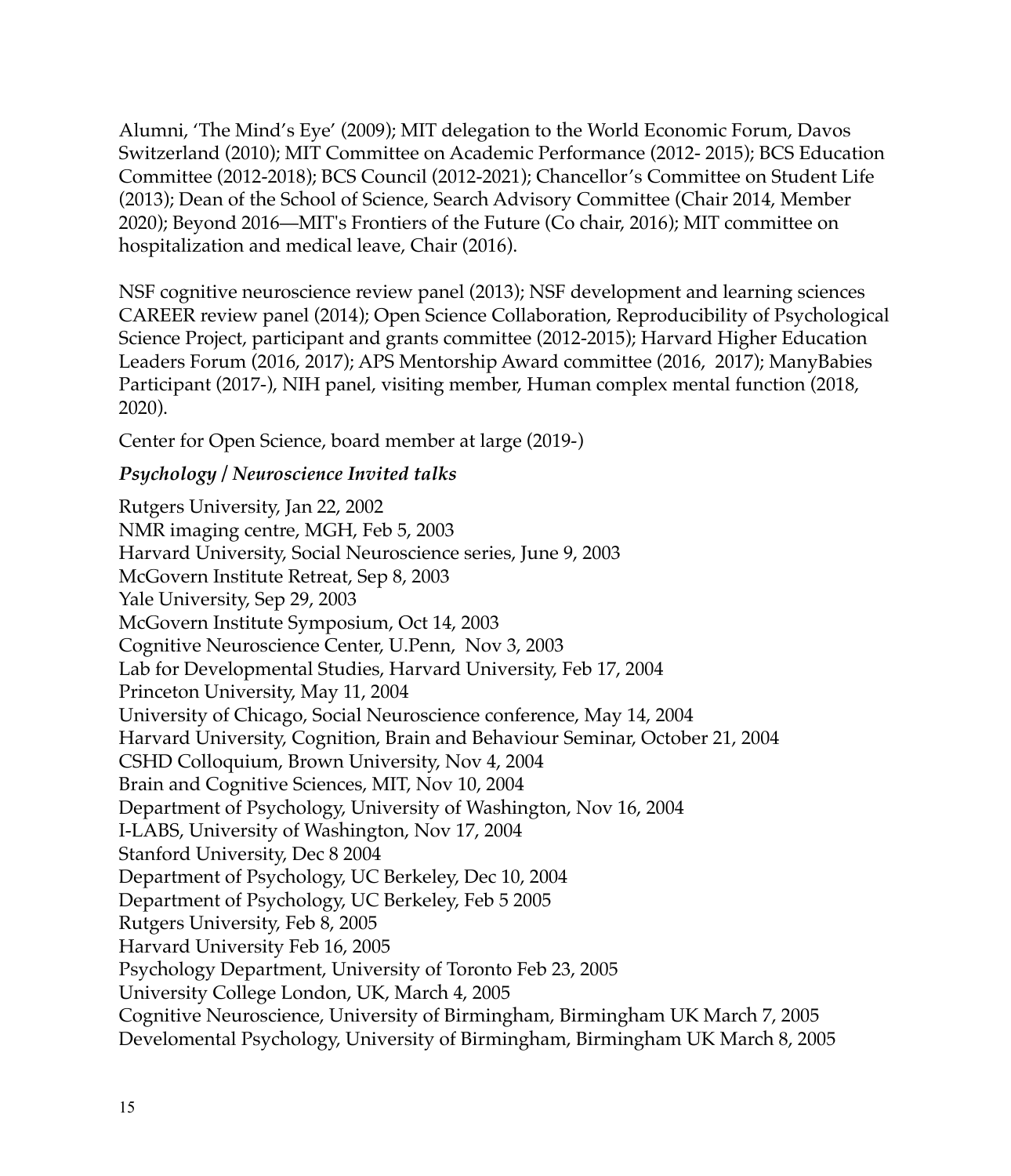Alumni, 'The Mind's Eye' (2009); MIT delegation to the World Economic Forum, Davos Switzerland (2010); MIT Committee on Academic Performance (2012- 2015); BCS Education Committee (2012-2018); BCS Council (2012-2021); Chancellor's Committee on Student Life (2013); Dean of the School of Science, Search Advisory Committee (Chair 2014, Member 2020); Beyond 2016—MIT's Frontiers of the Future (Co chair, 2016); MIT committee on hospitalization and medical leave, Chair (2016).

NSF cognitive neuroscience review panel (2013); NSF development and learning sciences CAREER review panel (2014); Open Science Collaboration, Reproducibility of Psychological Science Project, participant and grants committee (2012-2015); Harvard Higher Education Leaders Forum (2016, 2017); APS Mentorship Award committee (2016, 2017); ManyBabies Participant (2017-), NIH panel, visiting member, Human complex mental function (2018, 2020).

Center for Open Science, board member at large (2019-)

***Psychology / Neuroscience Invited talks***

Rutgers University, Jan 22, 2002  
NMR imaging centre, MGH, Feb 5, 2003  
Harvard University, Social Neuroscience series, June 9, 2003  
McGovern Institute Retreat, Sep 8, 2003  
Yale University, Sep 29, 2003  
McGovern Institute Symposium, Oct 14, 2003  
Cognitive Neuroscience Center, U.Penn, Nov 3, 2003  
Lab for Developmental Studies, Harvard University, Feb 17, 2004  
Princeton University, May 11, 2004  
University of Chicago, Social Neuroscience conference, May 14, 2004  
Harvard University, Cognition, Brain and Behaviour Seminar, October 21, 2004  
CSHD Colloquium, Brown University, Nov 4, 2004  
Brain and Cognitive Sciences, MIT, Nov 10, 2004  
Department of Psychology, University of Washington, Nov 16, 2004  
I-LABS, University of Washington, Nov 17, 2004  
Stanford University, Dec 8 2004  
Department of Psychology, UC Berkeley, Dec 10, 2004  
Department of Psychology, UC Berkeley, Feb 5 2005  
Rutgers University, Feb 8, 2005  
Harvard University Feb 16, 2005  
Psychology Department, University of Toronto Feb 23, 2005  
University College London, UK, March 4, 2005  
Cognitive Neuroscience, University of Birmingham, Birmingham UK March 7, 2005  
Develomental Psychology, University of Birmingham, Birmingham UK March 8, 2005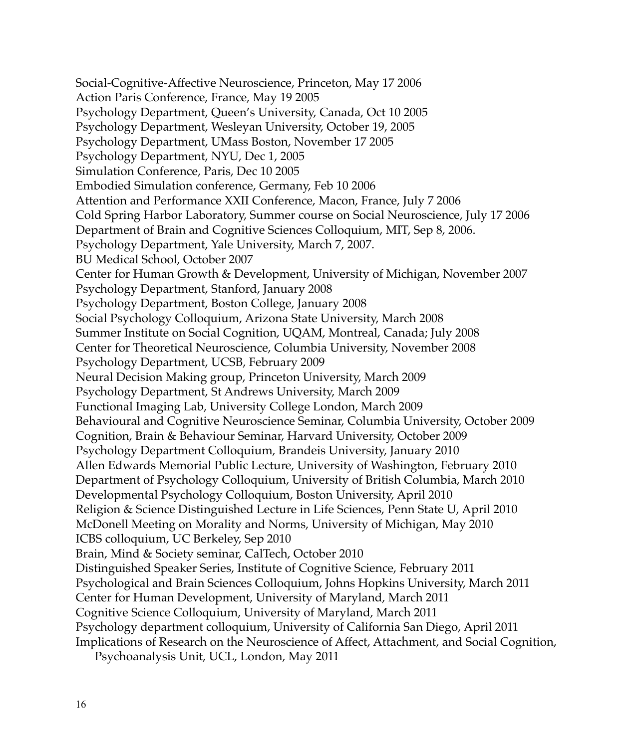Social-Cognitive-Affective Neuroscience, Princeton, May 17 2006
Action Paris Conference, France, May 19 2005
Psychology Department, Queen's University, Canada, Oct 10 2005
Psychology Department, Wesleyan University, October 19, 2005
Psychology Department, UMass Boston, November 17 2005
Psychology Department, NYU, Dec 1, 2005
Simulation Conference, Paris, Dec 10 2005
Embodied Simulation conference, Germany, Feb 10 2006
Attention and Performance XXII Conference, Macon, France, July 7 2006
Cold Spring Harbor Laboratory, Summer course on Social Neuroscience, July 17 2006
Department of Brain and Cognitive Sciences Colloquium, MIT, Sep 8, 2006.
Psychology Department, Yale University, March 7, 2007.
BU Medical School, October 2007
Center for Human Growth & Development, University of Michigan, November 2007
Psychology Department, Stanford, January 2008
Psychology Department, Boston College, January 2008
Social Psychology Colloquium, Arizona State University, March 2008
Summer Institute on Social Cognition, UQAM, Montreal, Canada; July 2008
Center for Theoretical Neuroscience, Columbia University, November 2008
Psychology Department, UCSB, February 2009
Neural Decision Making group, Princeton University, March 2009
Psychology Department, St Andrews University, March 2009
Functional Imaging Lab, University College London, March 2009
Behavioural and Cognitive Neuroscience Seminar, Columbia University, October 2009
Cognition, Brain & Behaviour Seminar, Harvard University, October 2009
Psychology Department Colloquium, Brandeis University, January 2010
Allen Edwards Memorial Public Lecture, University of Washington, February 2010
Department of Psychology Colloquium, University of British Columbia, March 2010
Developmental Psychology Colloquium, Boston University, April 2010
Religion & Science Distinguished Lecture in Life Sciences, Penn State U, April 2010
McDonell Meeting on Morality and Norms, University of Michigan, May 2010
ICBS colloquium, UC Berkeley, Sep 2010
Brain, Mind & Society seminar, CalTech, October 2010
Distinguished Speaker Series, Institute of Cognitive Science, February 2011
Psychological and Brain Sciences Colloquium, Johns Hopkins University, March 2011
Center for Human Development, University of Maryland, March 2011
Cognitive Science Colloquium, University of Maryland, March 2011
Psychology department colloquium, University of California San Diego, April 2011
Implications of Research on the Neuroscience of Affect, Attachment, and Social Cognition, Psychoanalysis Unit, UCL, London, May 2011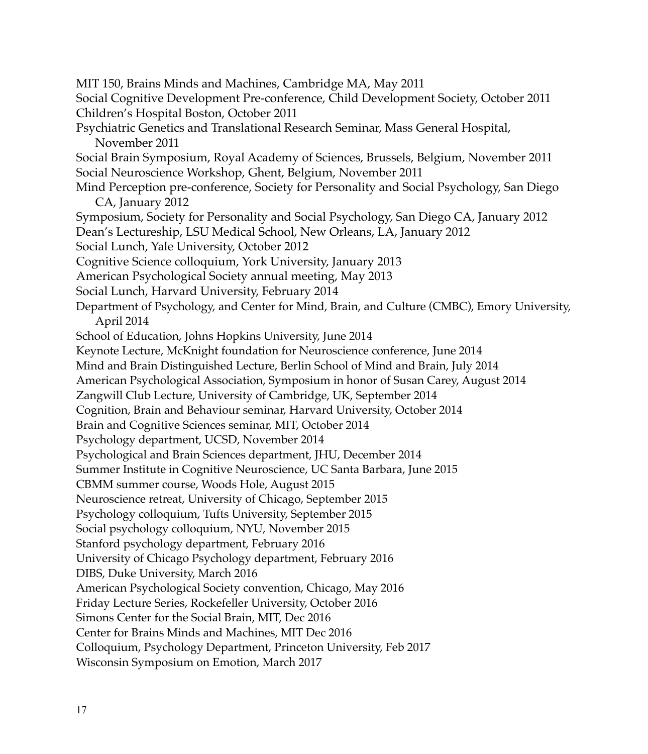MIT 150, Brains Minds and Machines, Cambridge MA, May 2011
Social Cognitive Development Pre-conference, Child Development Society, October 2011
Children's Hospital Boston, October 2011
Psychiatric Genetics and Translational Research Seminar, Mass General Hospital, November 2011
Social Brain Symposium, Royal Academy of Sciences, Brussels, Belgium, November 2011
Social Neuroscience Workshop, Ghent, Belgium, November 2011
Mind Perception pre-conference, Society for Personality and Social Psychology, San Diego CA, January 2012
Symposium, Society for Personality and Social Psychology, San Diego CA, January 2012
Dean's Lectureship, LSU Medical School, New Orleans, LA, January 2012
Social Lunch, Yale University, October 2012
Cognitive Science colloquium, York University, January 2013
American Psychological Society annual meeting, May 2013
Social Lunch, Harvard University, February 2014
Department of Psychology, and Center for Mind, Brain, and Culture (CMBC), Emory University, April 2014
School of Education, Johns Hopkins University, June 2014
Keynote Lecture, McKnight foundation for Neuroscience conference, June 2014
Mind and Brain Distinguished Lecture, Berlin School of Mind and Brain, July 2014
American Psychological Association, Symposium in honor of Susan Carey, August 2014
Zangwill Club Lecture, University of Cambridge, UK, September 2014
Cognition, Brain and Behaviour seminar, Harvard University, October 2014
Brain and Cognitive Sciences seminar, MIT, October 2014
Psychology department, UCSD, November 2014
Psychological and Brain Sciences department, JHU, December 2014
Summer Institute in Cognitive Neuroscience, UC Santa Barbara, June 2015
CBMM summer course, Woods Hole, August 2015
Neuroscience retreat, University of Chicago, September 2015
Psychology colloquium, Tufts University, September 2015
Social psychology colloquium, NYU, November 2015
Stanford psychology department, February 2016
University of Chicago Psychology department, February 2016
DIBS, Duke University, March 2016
American Psychological Society convention, Chicago, May 2016
Friday Lecture Series, Rockefeller University, October 2016
Simons Center for the Social Brain, MIT, Dec 2016
Center for Brains Minds and Machines, MIT Dec 2016
Colloquium, Psychology Department, Princeton University, Feb 2017
Wisconsin Symposium on Emotion, March 2017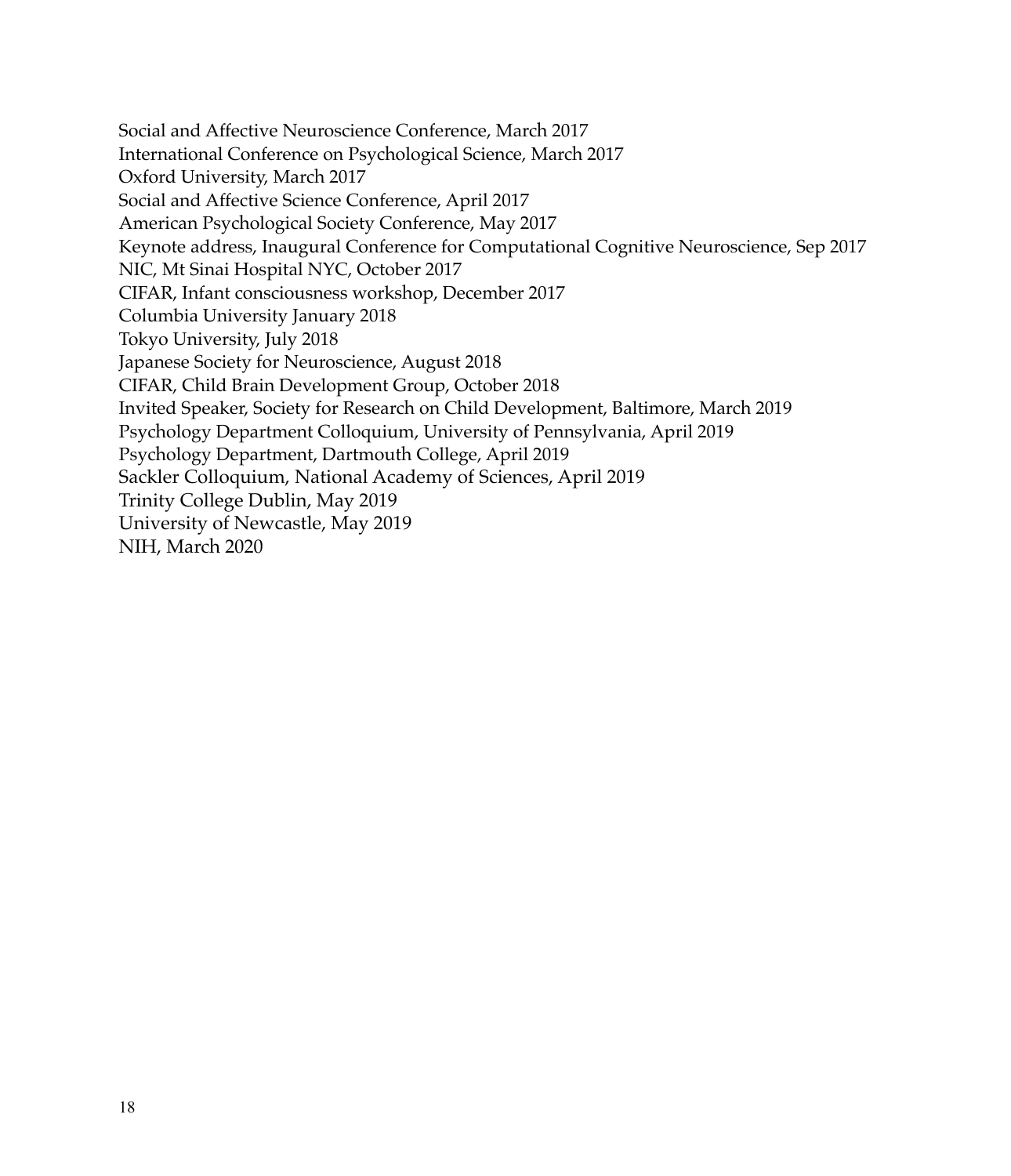Social and Affective Neuroscience Conference, March 2017
International Conference on Psychological Science, March 2017
Oxford University, March 2017
Social and Affective Science Conference, April 2017
American Psychological Society Conference, May 2017
Keynote address, Inaugural Conference for Computational Cognitive Neuroscience, Sep 2017
NIC, Mt Sinai Hospital NYC, October 2017
CIFAR, Infant consciousness workshop, December 2017
Columbia University January 2018
Tokyo University, July 2018
Japanese Society for Neuroscience, August 2018
CIFAR, Child Brain Development Group, October 2018
Invited Speaker, Society for Research on Child Development, Baltimore, March 2019
Psychology Department Colloquium, University of Pennsylvania, April 2019
Psychology Department, Dartmouth College, April 2019
Sackler Colloquium, National Academy of Sciences, April 2019
Trinity College Dublin, May 2019
University of Newcastle, May 2019
NIH, March 2020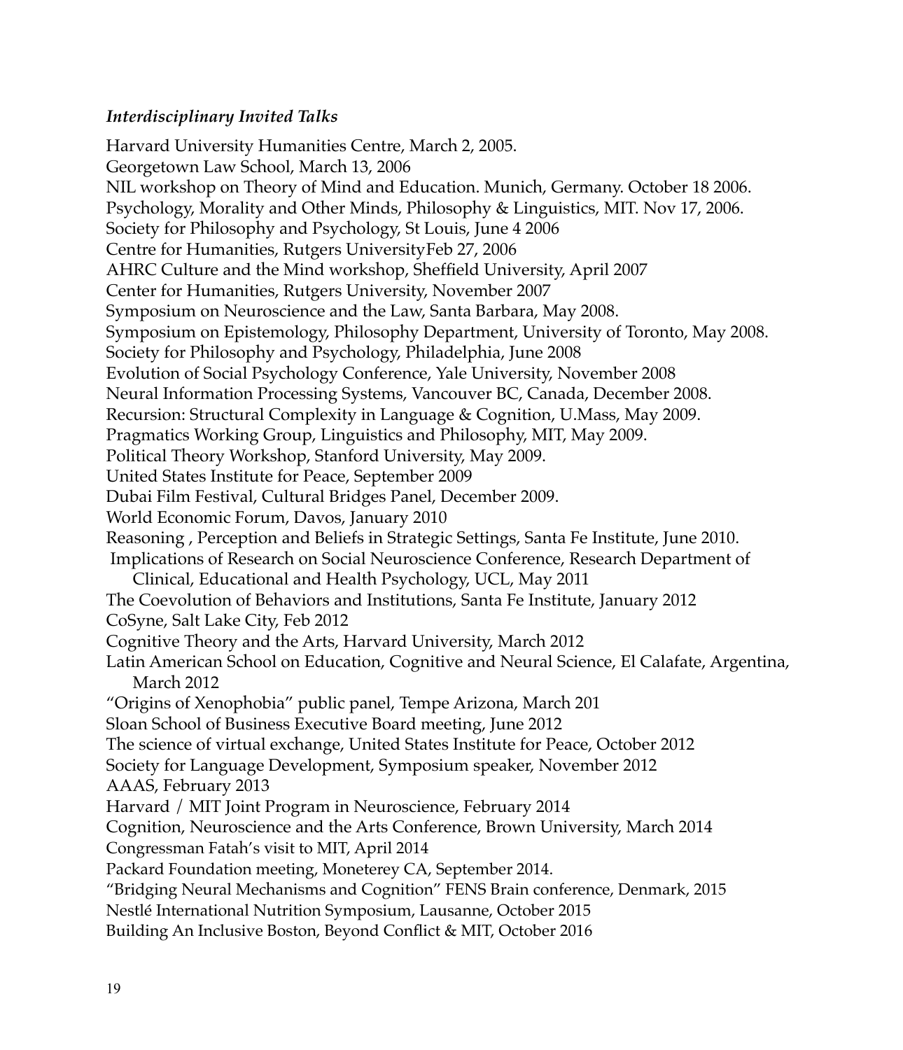### *Interdisciplinary Invited Talks*

Harvard University Humanities Centre, March 2, 2005.
Georgetown Law School, March 13, 2006
NIL workshop on Theory of Mind and Education. Munich, Germany. October 18 2006.
Psychology, Morality and Other Minds, Philosophy & Linguistics, MIT. Nov 17, 2006.
Society for Philosophy and Psychology, St Louis, June 4 2006
Centre for Humanities, Rutgers UniversityFeb 27, 2006
AHRC Culture and the Mind workshop, Sheffield University, April 2007
Center for Humanities, Rutgers University, November 2007
Symposium on Neuroscience and the Law, Santa Barbara, May 2008.
Symposium on Epistemology, Philosophy Department, University of Toronto, May 2008.
Society for Philosophy and Psychology, Philadelphia, June 2008
Evolution of Social Psychology Conference, Yale University, November 2008
Neural Information Processing Systems, Vancouver BC, Canada, December 2008.
Recursion: Structural Complexity in Language & Cognition, U.Mass, May 2009.
Pragmatics Working Group, Linguistics and Philosophy, MIT, May 2009.
Political Theory Workshop, Stanford University, May 2009.
United States Institute for Peace, September 2009
Dubai Film Festival, Cultural Bridges Panel, December 2009.
World Economic Forum, Davos, January 2010
Reasoning , Perception and Beliefs in Strategic Settings, Santa Fe Institute, June 2010.
Implications of Research on Social Neuroscience Conference, Research Department of Clinical, Educational and Health Psychology, UCL, May 2011
The Coevolution of Behaviors and Institutions, Santa Fe Institute, January 2012
CoSyne, Salt Lake City, Feb 2012
Cognitive Theory and the Arts, Harvard University, March 2012
Latin American School on Education, Cognitive and Neural Science, El Calafate, Argentina, March 2012
"Origins of Xenophobia" public panel, Tempe Arizona, March 201
Sloan School of Business Executive Board meeting, June 2012
The science of virtual exchange, United States Institute for Peace, October 2012
Society for Language Development, Symposium speaker, November 2012
AAAS, February 2013
Harvard / MIT Joint Program in Neuroscience, February 2014
Cognition, Neuroscience and the Arts Conference, Brown University, March 2014
Congressman Fatah's visit to MIT, April 2014
Packard Foundation meeting, Moneterey CA, September 2014.
"Bridging Neural Mechanisms and Cognition" FENS Brain conference, Denmark, 2015
Nestlé International Nutrition Symposium, Lausanne, October 2015
Building An Inclusive Boston, Beyond Conflict & MIT, October 2016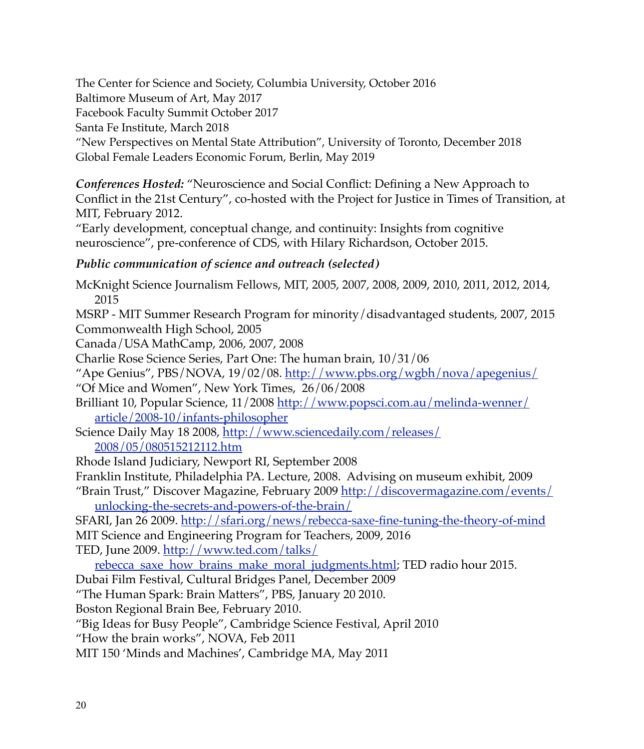The Center for Science and Society, Columbia University, October 2016
Baltimore Museum of Art, May 2017
Facebook Faculty Summit October 2017
Santa Fe Institute, March 2018
"New Perspectives on Mental State Attribution", University of Toronto, December 2018
Global Female Leaders Economic Forum, Berlin, May 2019

***Conferences Hosted:*** "Neuroscience and Social Conflict: Defining a New Approach to Conflict in the 21st Century", co-hosted with the Project for Justice in Times of Transition, at MIT, February 2012.
"Early development, conceptual change, and continuity: Insights from cognitive neuroscience", pre-conference of CDS, with Hilary Richardson, October 2015.

***Public communication of science and outreach (selected)***

McKnight Science Journalism Fellows, MIT, 2005, 2007, 2008, 2009, 2010, 2011, 2012, 2014, 2015
MSRP - MIT Summer Research Program for minority/disadvantaged students, 2007, 2015
Commonwealth High School, 2005
Canada/USA MathCamp, 2006, 2007, 2008
Charlie Rose Science Series, Part One: The human brain, 10/31/06
"Ape Genius", PBS/NOVA, 19/02/08. http://www.pbs.org/wgbh/nova/apegenius/
"Of Mice and Women", New York Times, 26/06/2008
Brilliant 10, Popular Science, 11/2008 http://www.popsci.com.au/melinda-wenner/article/2008-10/infants-philosopher
Science Daily May 18 2008, http://www.sciencedaily.com/releases/2008/05/080515212112.htm
Rhode Island Judiciary, Newport RI, September 2008
Franklin Institute, Philadelphia PA. Lecture, 2008. Advising on museum exhibit, 2009
"Brain Trust," Discover Magazine, February 2009 http://discovermagazine.com/events/unlocking-the-secrets-and-powers-of-the-brain/
SFARI, Jan 26 2009. http://sfari.org/news/rebecca-saxe-fine-tuning-the-theory-of-mind
MIT Science and Engineering Program for Teachers, 2009, 2016
TED, June 2009. http://www.ted.com/talks/rebecca_saxe_how_brains_make_moral_judgments.html; TED radio hour 2015.
Dubai Film Festival, Cultural Bridges Panel, December 2009
"The Human Spark: Brain Matters", PBS, January 20 2010.
Boston Regional Brain Bee, February 2010.
"Big Ideas for Busy People", Cambridge Science Festival, April 2010
"How the brain works", NOVA, Feb 2011
MIT 150 'Minds and Machines', Cambridge MA, May 2011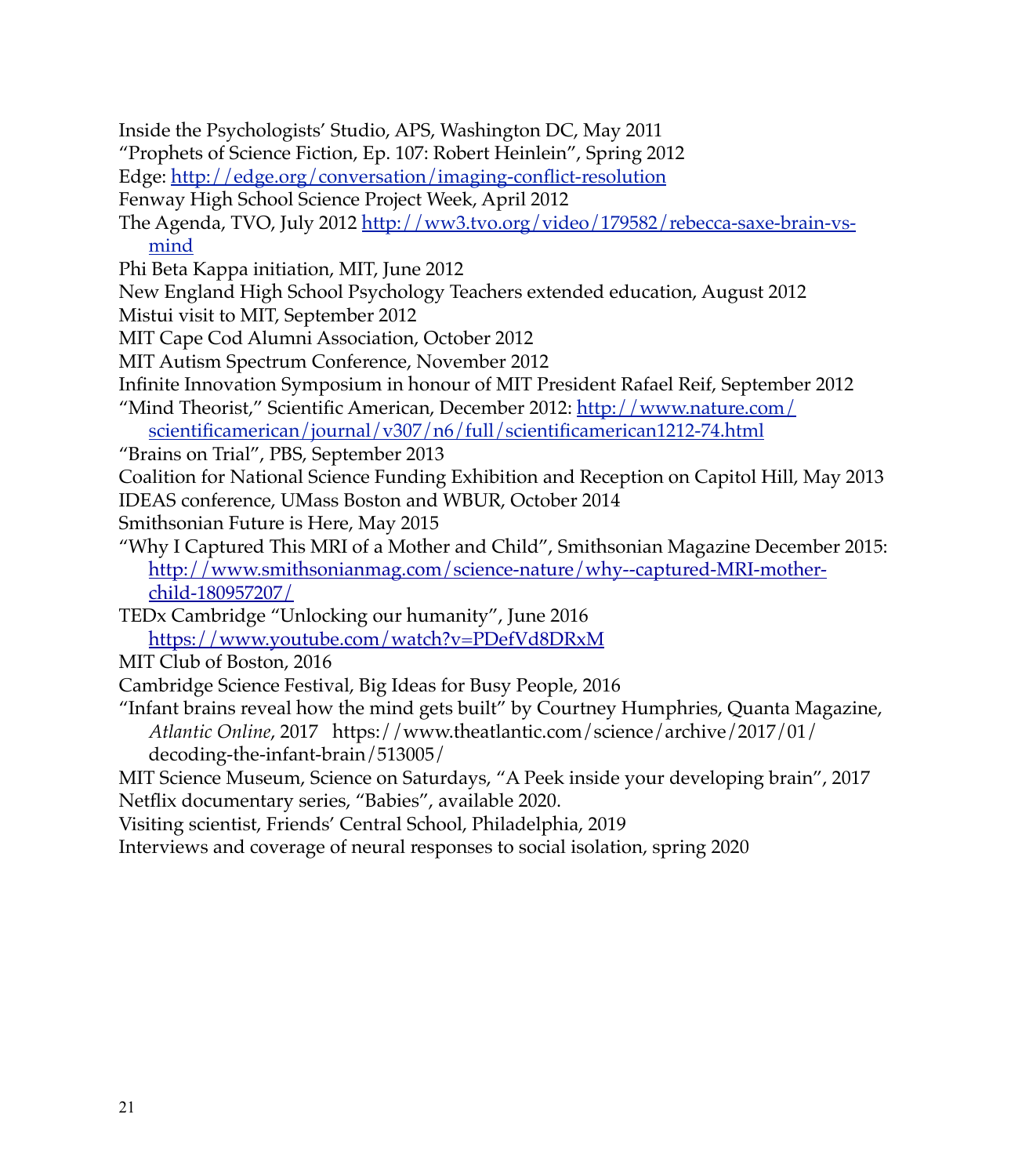Inside the Psychologists' Studio, APS, Washington DC, May 2011
"Prophets of Science Fiction, Ep. 107: Robert Heinlein", Spring 2012
Edge: [http://edge.org/conversation/imaging-conflict-resolution](http://edge.org/conversation/imaging-conflict-resolution)
Fenway High School Science Project Week, April 2012
The Agenda, TVO, July 2012 [http://ww3.tvo.org/video/179582/rebecca-saxe-brain-vs-mind](http://ww3.tvo.org/video/179582/rebecca-saxe-brain-vs-mind)
Phi Beta Kappa initiation, MIT, June 2012
New England High School Psychology Teachers extended education, August 2012
Mistui visit to MIT, September 2012
MIT Cape Cod Alumni Association, October 2012
MIT Autism Spectrum Conference, November 2012
Infinite Innovation Symposium in honour of MIT President Rafael Reif, September 2012
"Mind Theorist," Scientific American, December 2012: [http://www.nature.com/scientificamerican/journal/v307/n6/full/scientificamerican1212-74.html](http://www.nature.com/scientificamerican/journal/v307/n6/full/scientificamerican1212-74.html)
"Brains on Trial", PBS, September 2013
Coalition for National Science Funding Exhibition and Reception on Capitol Hill, May 2013
IDEAS conference, UMass Boston and WBUR, October 2014
Smithsonian Future is Here, May 2015
"Why I Captured This MRI of a Mother and Child", Smithsonian Magazine December 2015: [http://www.smithsonianmag.com/science-nature/why--captured-MRI-mother-child-180957207/](http://www.smithsonianmag.com/science-nature/why--captured-MRI-mother-child-180957207/)
TEDx Cambridge "Unlocking our humanity", June 2016 [https://www.youtube.com/watch?v=PDefVd8DRxM](https://www.youtube.com/watch?v=PDefVd8DRxM)
MIT Club of Boston, 2016
Cambridge Science Festival, Big Ideas for Busy People, 2016
"Infant brains reveal how the mind gets built" by Courtney Humphries, Quanta Magazine, *Atlantic Online*, 2017 https://www.theatlantic.com/science/archive/2017/01/decoding-the-infant-brain/513005/
MIT Science Museum, Science on Saturdays, "A Peek inside your developing brain", 2017
Netflix documentary series, "Babies", available 2020.
Visiting scientist, Friends' Central School, Philadelphia, 2019
Interviews and coverage of neural responses to social isolation, spring 2020